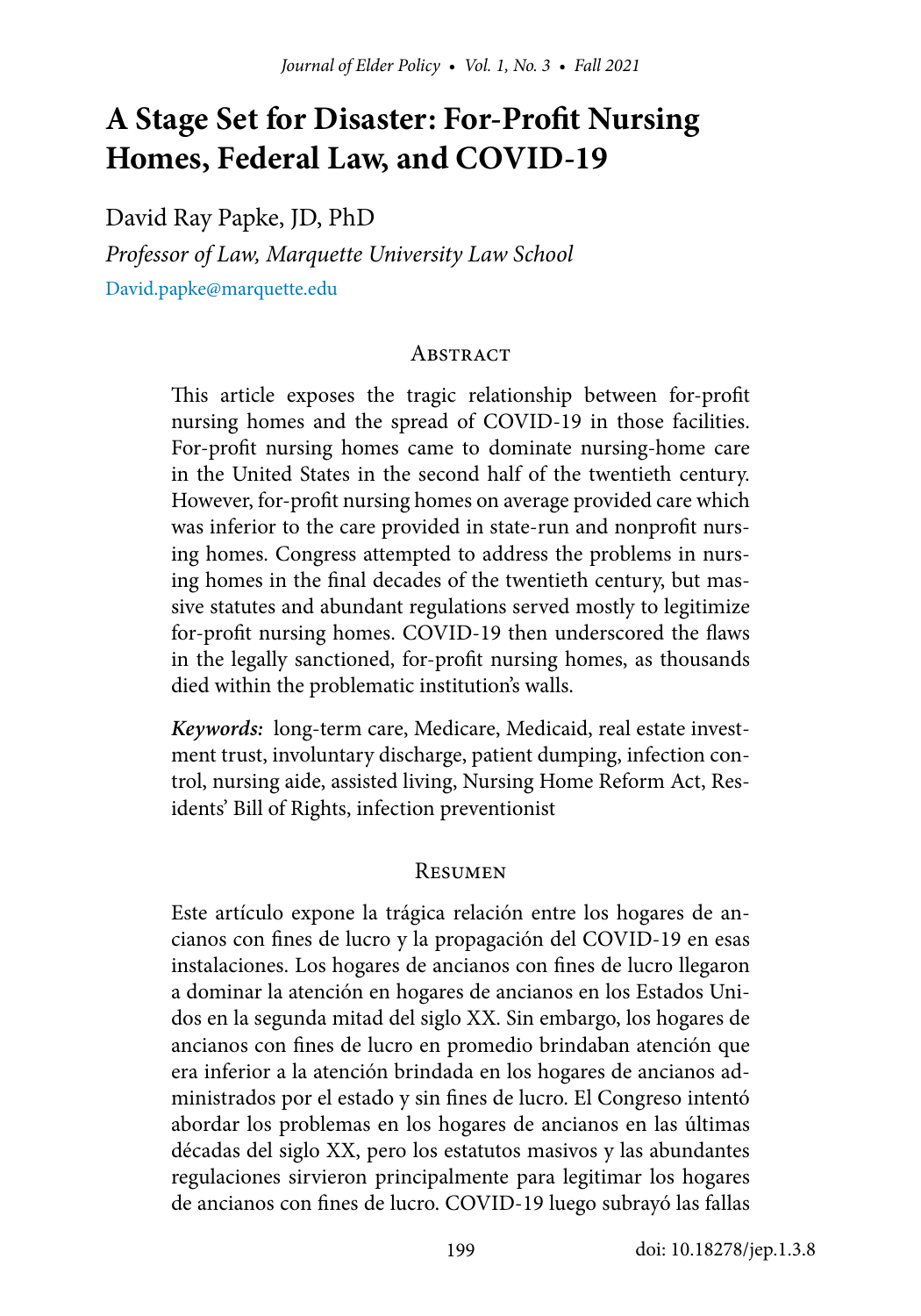# A Stage Set for Disaster: For-Profit Nursing Homes, Federal Law, and COVID-19

David Ray Papke, JD, PhD

*Professor of Law, Marquette University Law School*

David.papke@marquette.edu

## Abstract

This article exposes the tragic relationship between for-profit nursing homes and the spread of COVID-19 in those facilities. For-profit nursing homes came to dominate nursing-home care in the United States in the second half of the twentieth century. However, for-profit nursing homes on average provided care which was inferior to the care provided in state-run and nonprofit nursing homes. Congress attempted to address the problems in nursing homes in the final decades of the twentieth century, but massive statutes and abundant regulations served mostly to legitimize for-profit nursing homes. COVID-19 then underscored the flaws in the legally sanctioned, for-profit nursing homes, as thousands died within the problematic institution's walls.

***Keywords:*** long-term care, Medicare, Medicaid, real estate investment trust, involuntary discharge, patient dumping, infection control, nursing aide, assisted living, Nursing Home Reform Act, Residents' Bill of Rights, infection preventionist

## Resumen

Este artículo expone la trágica relación entre los hogares de ancianos con fines de lucro y la propagación del COVID-19 en esas instalaciones. Los hogares de ancianos con fines de lucro llegaron a dominar la atención en hogares de ancianos en los Estados Unidos en la segunda mitad del siglo XX. Sin embargo, los hogares de ancianos con fines de lucro en promedio brindaban atención que era inferior a la atención brindada en los hogares de ancianos administrados por el estado y sin fines de lucro. El Congreso intentó abordar los problemas en los hogares de ancianos en las últimas décadas del siglo XX, pero los estatutos masivos y las abundantes regulaciones sirvieron principalmente para legitimar los hogares de ancianos con fines de lucro. COVID-19 luego subrayó las fallas

doi: 10.18278/jep.1.3.8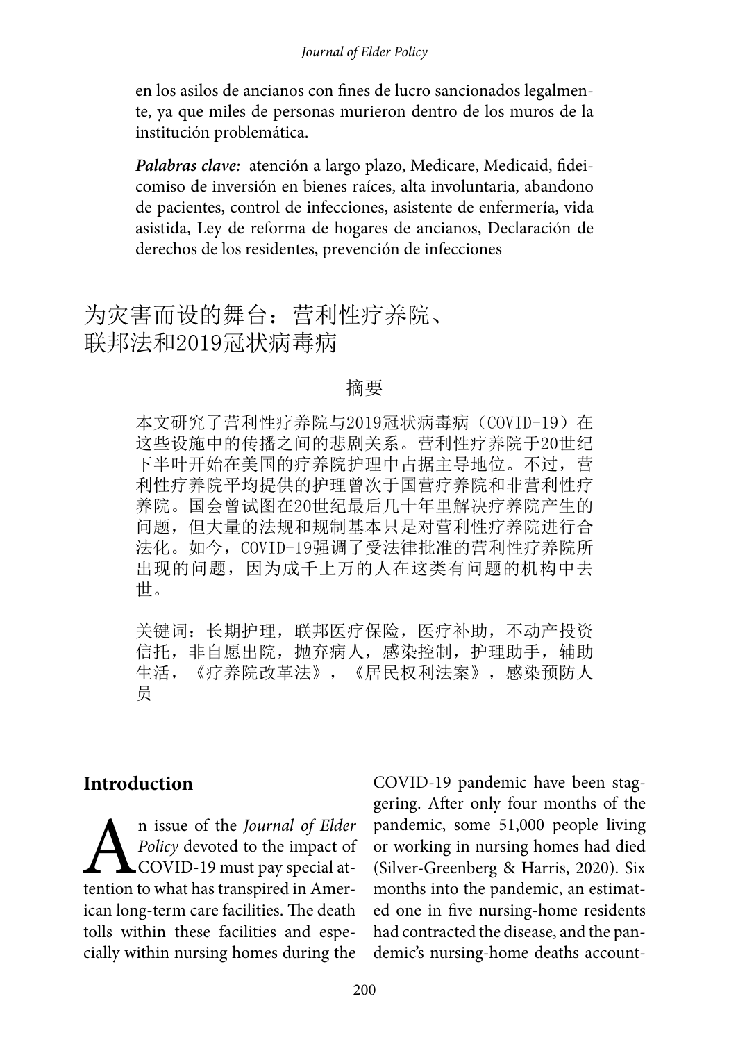en los asilos de ancianos con fines de lucro sancionados legalmente, ya que miles de personas murieron dentro de los muros de la institución problemática.

***Palabras clave:*** atención a largo plazo, Medicare, Medicaid, fideicomiso de inversión en bienes raíces, alta involuntaria, abandono de pacientes, control de infecciones, asistente de enfermería, vida asistida, Ley de reforma de hogares de ancianos, Declaración de derechos de los residentes, prevención de infecciones

# 为灾害而设的舞台：营利性疗养院、联邦法和2019冠状病毒病

## 摘要

本文研究了营利性疗养院与2019冠状病毒病（COVID-19）在这些设施中的传播之间的悲剧关系。营利性疗养院于20世纪下半叶开始在美国的疗养院护理中占据主导地位。不过，营利性疗养院平均提供的护理曾次于国营疗养院和非营利性疗养院。国会曾试图在20世纪最后几十年里解决疗养院产生的问题，但大量的法规和规制基本只是对营利性疗养院进行合法化。如今，COVID-19强调了受法律批准的营利性疗养院所出现的问题，因为成千上万的人在这类有问题的机构中去世。

关键词：长期护理，联邦医疗保险，医疗补助，不动产投资信托，非自愿出院，抛弃病人，感染控制，护理助手，辅助生活，《疗养院改革法》，《居民权利法案》，感染预防人员

---

## Introduction

An issue of the *Journal of Elder Policy* devoted to the impact of COVID-19 must pay special attention to what has transpired in American long-term care facilities. The death tolls within these facilities and especially within nursing homes during the COVID-19 pandemic have been staggering. After only four months of the pandemic, some 51,000 people living or working in nursing homes had died (Silver-Greenberg & Harris, 2020). Six months into the pandemic, an estimated one in five nursing-home residents had contracted the disease, and the pandemic's nursing-home deaths account-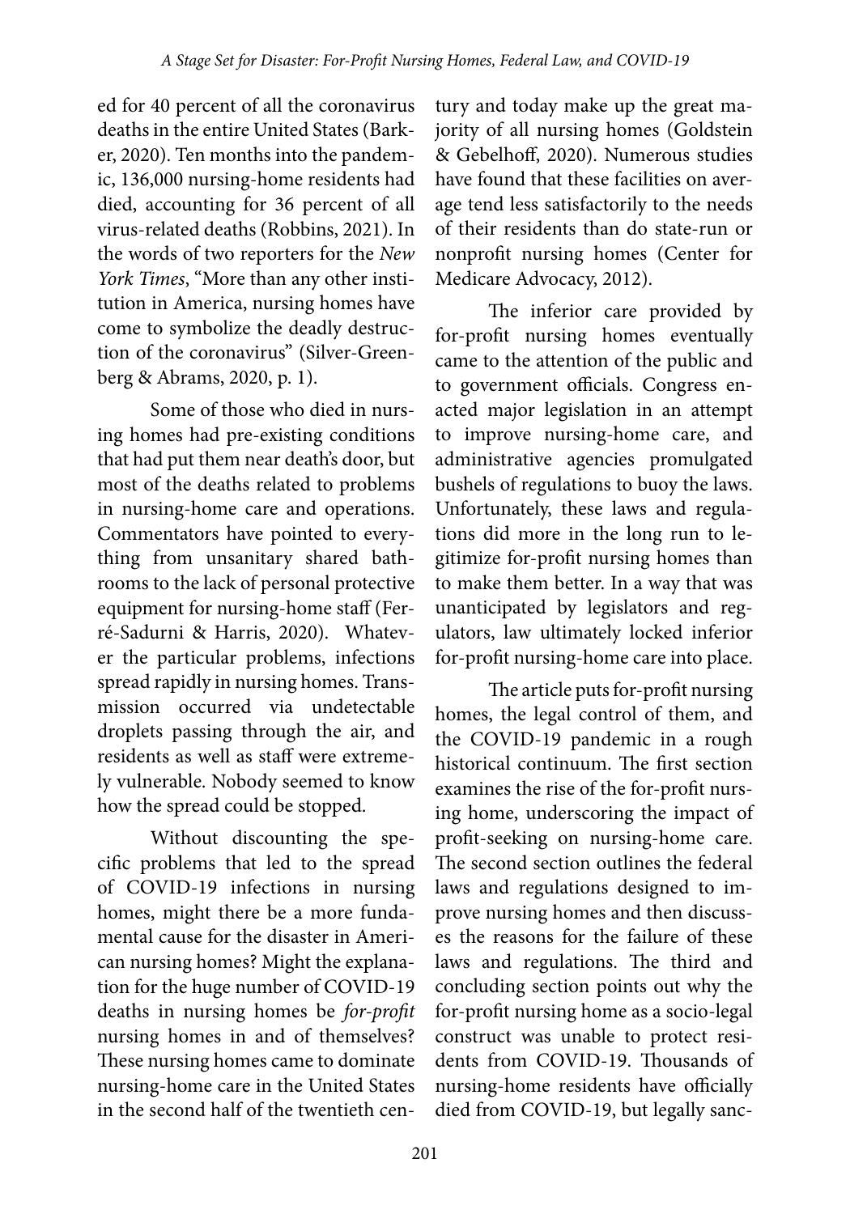ed for 40 percent of all the coronavirus deaths in the entire United States (Barker, 2020). Ten months into the pandemic, 136,000 nursing-home residents had died, accounting for 36 percent of all virus-related deaths (Robbins, 2021). In the words of two reporters for the *New York Times*, "More than any other institution in America, nursing homes have come to symbolize the deadly destruction of the coronavirus" (Silver-Greenberg & Abrams, 2020, p. 1).

Some of those who died in nursing homes had pre-existing conditions that had put them near death's door, but most of the deaths related to problems in nursing-home care and operations. Commentators have pointed to everything from unsanitary shared bathrooms to the lack of personal protective equipment for nursing-home staff (Ferré-Sadurni & Harris, 2020). Whatever the particular problems, infections spread rapidly in nursing homes. Transmission occurred via undetectable droplets passing through the air, and residents as well as staff were extremely vulnerable. Nobody seemed to know how the spread could be stopped.

Without discounting the specific problems that led to the spread of COVID-19 infections in nursing homes, might there be a more fundamental cause for the disaster in American nursing homes? Might the explanation for the huge number of COVID-19 deaths in nursing homes be *for-profit* nursing homes in and of themselves? These nursing homes came to dominate nursing-home care in the United States in the second half of the twentieth century and today make up the great majority of all nursing homes (Goldstein & Gebelhoff, 2020). Numerous studies have found that these facilities on average tend less satisfactorily to the needs of their residents than do state-run or nonprofit nursing homes (Center for Medicare Advocacy, 2012).

The inferior care provided by for-profit nursing homes eventually came to the attention of the public and to government officials. Congress enacted major legislation in an attempt to improve nursing-home care, and administrative agencies promulgated bushels of regulations to buoy the laws. Unfortunately, these laws and regulations did more in the long run to legitimize for-profit nursing homes than to make them better. In a way that was unanticipated by legislators and regulators, law ultimately locked inferior for-profit nursing-home care into place.

The article puts for-profit nursing homes, the legal control of them, and the COVID-19 pandemic in a rough historical continuum. The first section examines the rise of the for-profit nursing home, underscoring the impact of profit-seeking on nursing-home care. The second section outlines the federal laws and regulations designed to improve nursing homes and then discusses the reasons for the failure of these laws and regulations. The third and concluding section points out why the for-profit nursing home as a socio-legal construct was unable to protect residents from COVID-19. Thousands of nursing-home residents have officially died from COVID-19, but legally sanc-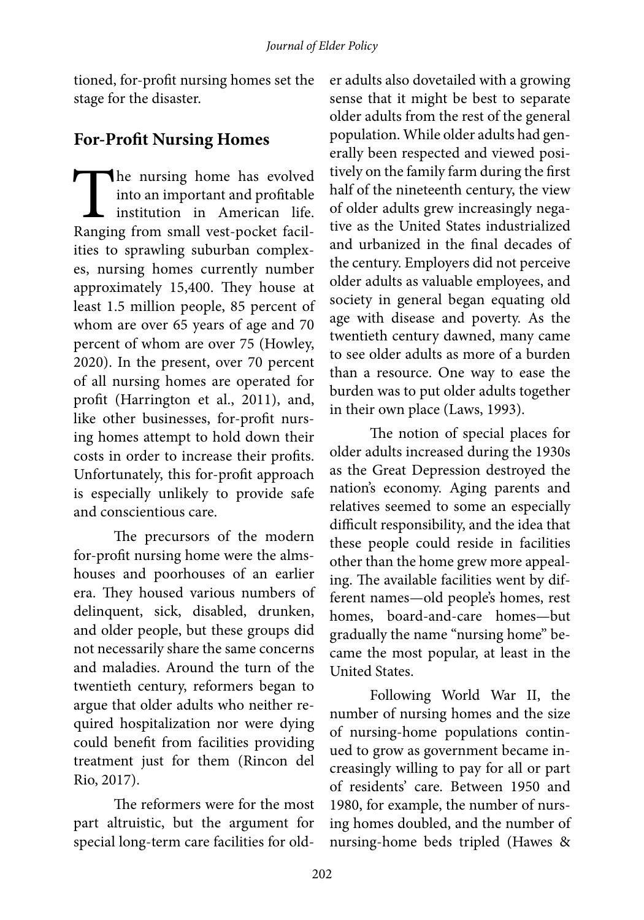tioned, for-profit nursing homes set the stage for the disaster.

## For-Profit Nursing Homes

The nursing home has evolved into an important and profitable institution in American life. Ranging from small vest-pocket facilities to sprawling suburban complexes, nursing homes currently number approximately 15,400. They house at least 1.5 million people, 85 percent of whom are over 65 years of age and 70 percent of whom are over 75 (Howley, 2020). In the present, over 70 percent of all nursing homes are operated for profit (Harrington et al., 2011), and, like other businesses, for-profit nursing homes attempt to hold down their costs in order to increase their profits. Unfortunately, this for-profit approach is especially unlikely to provide safe and conscientious care.

The precursors of the modern for-profit nursing home were the almshouses and poorhouses of an earlier era. They housed various numbers of delinquent, sick, disabled, drunken, and older people, but these groups did not necessarily share the same concerns and maladies. Around the turn of the twentieth century, reformers began to argue that older adults who neither required hospitalization nor were dying could benefit from facilities providing treatment just for them (Rincon del Rio, 2017).

The reformers were for the most part altruistic, but the argument for special long-term care facilities for older adults also dovetailed with a growing sense that it might be best to separate older adults from the rest of the general population. While older adults had generally been respected and viewed positively on the family farm during the first half of the nineteenth century, the view of older adults grew increasingly negative as the United States industrialized and urbanized in the final decades of the century. Employers did not perceive older adults as valuable employees, and society in general began equating old age with disease and poverty. As the twentieth century dawned, many came to see older adults as more of a burden than a resource. One way to ease the burden was to put older adults together in their own place (Laws, 1993).

The notion of special places for older adults increased during the 1930s as the Great Depression destroyed the nation's economy. Aging parents and relatives seemed to some an especially difficult responsibility, and the idea that these people could reside in facilities other than the home grew more appealing. The available facilities went by different names—old people's homes, rest homes, board-and-care homes—but gradually the name "nursing home" became the most popular, at least in the United States.

Following World War II, the number of nursing homes and the size of nursing-home populations continued to grow as government became increasingly willing to pay for all or part of residents' care. Between 1950 and 1980, for example, the number of nursing homes doubled, and the number of nursing-home beds tripled (Hawes &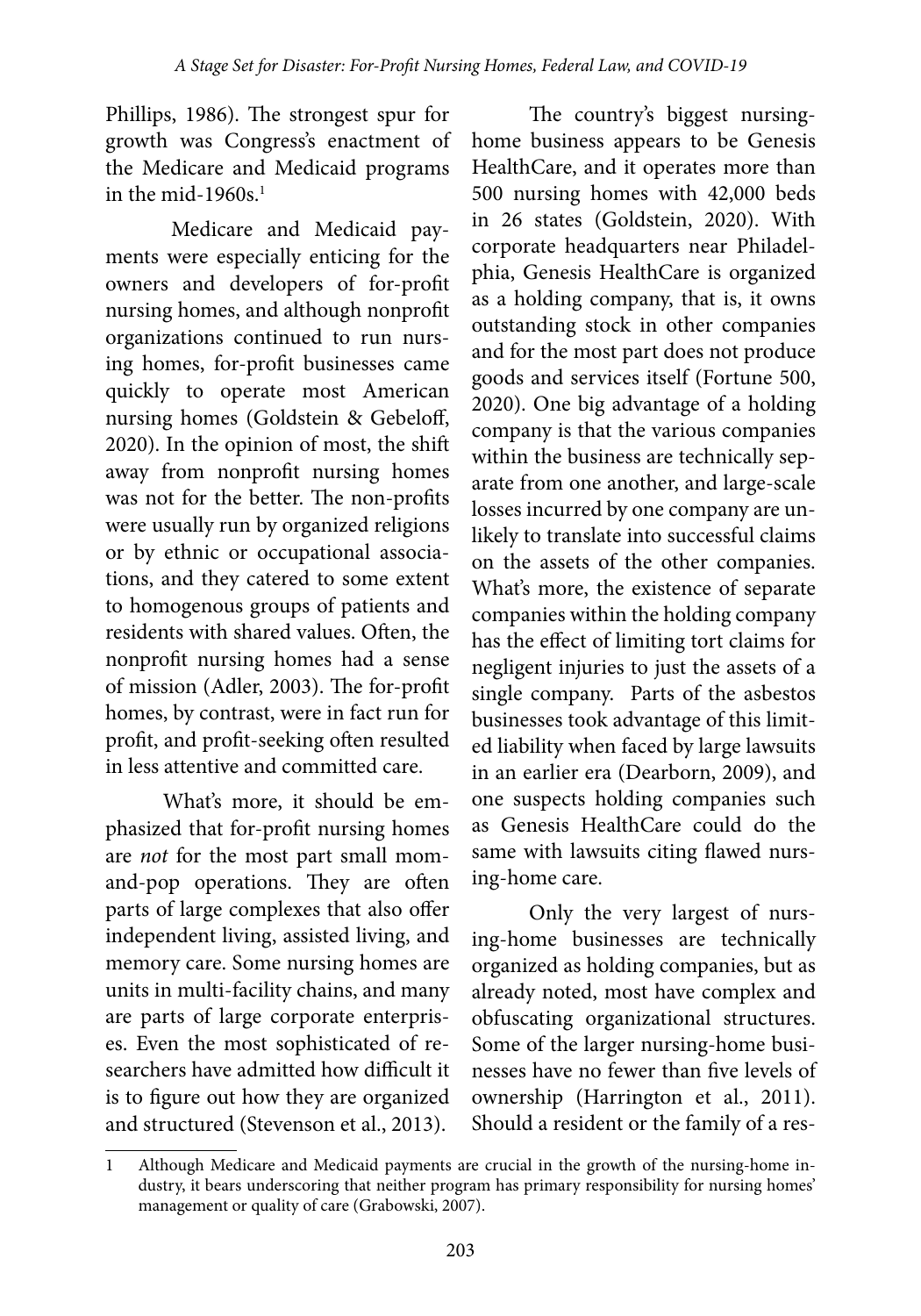Phillips, 1986). The strongest spur for growth was Congress's enactment of the Medicare and Medicaid programs in the mid-1960s.[1]

Medicare and Medicaid payments were especially enticing for the owners and developers of for-profit nursing homes, and although nonprofit organizations continued to run nursing homes, for-profit businesses came quickly to operate most American nursing homes (Goldstein & Gebeloff, 2020). In the opinion of most, the shift away from nonprofit nursing homes was not for the better. The non-profits were usually run by organized religions or by ethnic or occupational associations, and they catered to some extent to homogenous groups of patients and residents with shared values. Often, the nonprofit nursing homes had a sense of mission (Adler, 2003). The for-profit homes, by contrast, were in fact run for profit, and profit-seeking often resulted in less attentive and committed care.

What's more, it should be emphasized that for-profit nursing homes are *not* for the most part small mom-and-pop operations. They are often parts of large complexes that also offer independent living, assisted living, and memory care. Some nursing homes are units in multi-facility chains, and many are parts of large corporate enterprises. Even the most sophisticated of researchers have admitted how difficult it is to figure out how they are organized and structured (Stevenson et al., 2013).

The country's biggest nursing-home business appears to be Genesis HealthCare, and it operates more than 500 nursing homes with 42,000 beds in 26 states (Goldstein, 2020). With corporate headquarters near Philadelphia, Genesis HealthCare is organized as a holding company, that is, it owns outstanding stock in other companies and for the most part does not produce goods and services itself (Fortune 500, 2020). One big advantage of a holding company is that the various companies within the business are technically separate from one another, and large-scale losses incurred by one company are unlikely to translate into successful claims on the assets of the other companies. What's more, the existence of separate companies within the holding company has the effect of limiting tort claims for negligent injuries to just the assets of a single company. Parts of the asbestos businesses took advantage of this limited liability when faced by large lawsuits in an earlier era (Dearborn, 2009), and one suspects holding companies such as Genesis HealthCare could do the same with lawsuits citing flawed nursing-home care.

Only the very largest of nursing-home businesses are technically organized as holding companies, but as already noted, most have complex and obfuscating organizational structures. Some of the larger nursing-home businesses have no fewer than five levels of ownership (Harrington et al., 2011). Should a resident or the family of a res-

---

[1] Although Medicare and Medicaid payments are crucial in the growth of the nursing-home industry, it bears underscoring that neither program has primary responsibility for nursing homes' management or quality of care (Grabowski, 2007).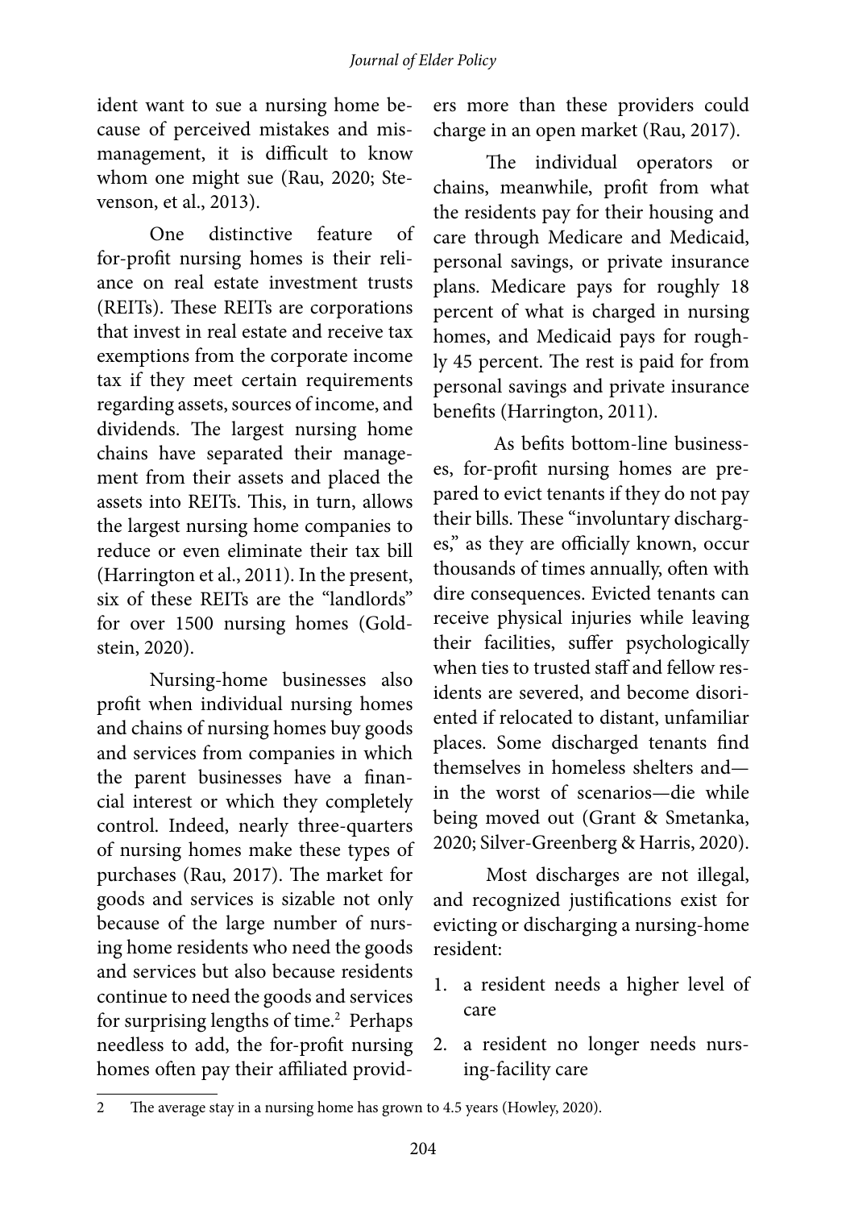ident want to sue a nursing home because of perceived mistakes and mismanagement, it is difficult to know whom one might sue (Rau, 2020; Stevenson, et al., 2013).

One distinctive feature of for-profit nursing homes is their reliance on real estate investment trusts (REITs). These REITs are corporations that invest in real estate and receive tax exemptions from the corporate income tax if they meet certain requirements regarding assets, sources of income, and dividends. The largest nursing home chains have separated their management from their assets and placed the assets into REITs. This, in turn, allows the largest nursing home companies to reduce or even eliminate their tax bill (Harrington et al., 2011). In the present, six of these REITs are the "landlords" for over 1500 nursing homes (Goldstein, 2020).

Nursing-home businesses also profit when individual nursing homes and chains of nursing homes buy goods and services from companies in which the parent businesses have a financial interest or which they completely control. Indeed, nearly three-quarters of nursing homes make these types of purchases (Rau, 2017). The market for goods and services is sizable not only because of the large number of nursing home residents who need the goods and services but also because residents continue to need the goods and services for surprising lengths of time.[2] Perhaps needless to add, the for-profit nursing homes often pay their affiliated providers more than these providers could charge in an open market (Rau, 2017).

The individual operators or chains, meanwhile, profit from what the residents pay for their housing and care through Medicare and Medicaid, personal savings, or private insurance plans. Medicare pays for roughly 18 percent of what is charged in nursing homes, and Medicaid pays for roughly 45 percent. The rest is paid for from personal savings and private insurance benefits (Harrington, 2011).

As befits bottom-line businesses, for-profit nursing homes are prepared to evict tenants if they do not pay their bills. These "involuntary discharges," as they are officially known, occur thousands of times annually, often with dire consequences. Evicted tenants can receive physical injuries while leaving their facilities, suffer psychologically when ties to trusted staff and fellow residents are severed, and become disoriented if relocated to distant, unfamiliar places. Some discharged tenants find themselves in homeless shelters and—in the worst of scenarios—die while being moved out (Grant & Smetanka, 2020; Silver-Greenberg & Harris, 2020).

Most discharges are not illegal, and recognized justifications exist for evicting or discharging a nursing-home resident:

1. a resident needs a higher level of care
2. a resident no longer needs nursing-facility care

---

2 The average stay in a nursing home has grown to 4.5 years (Howley, 2020).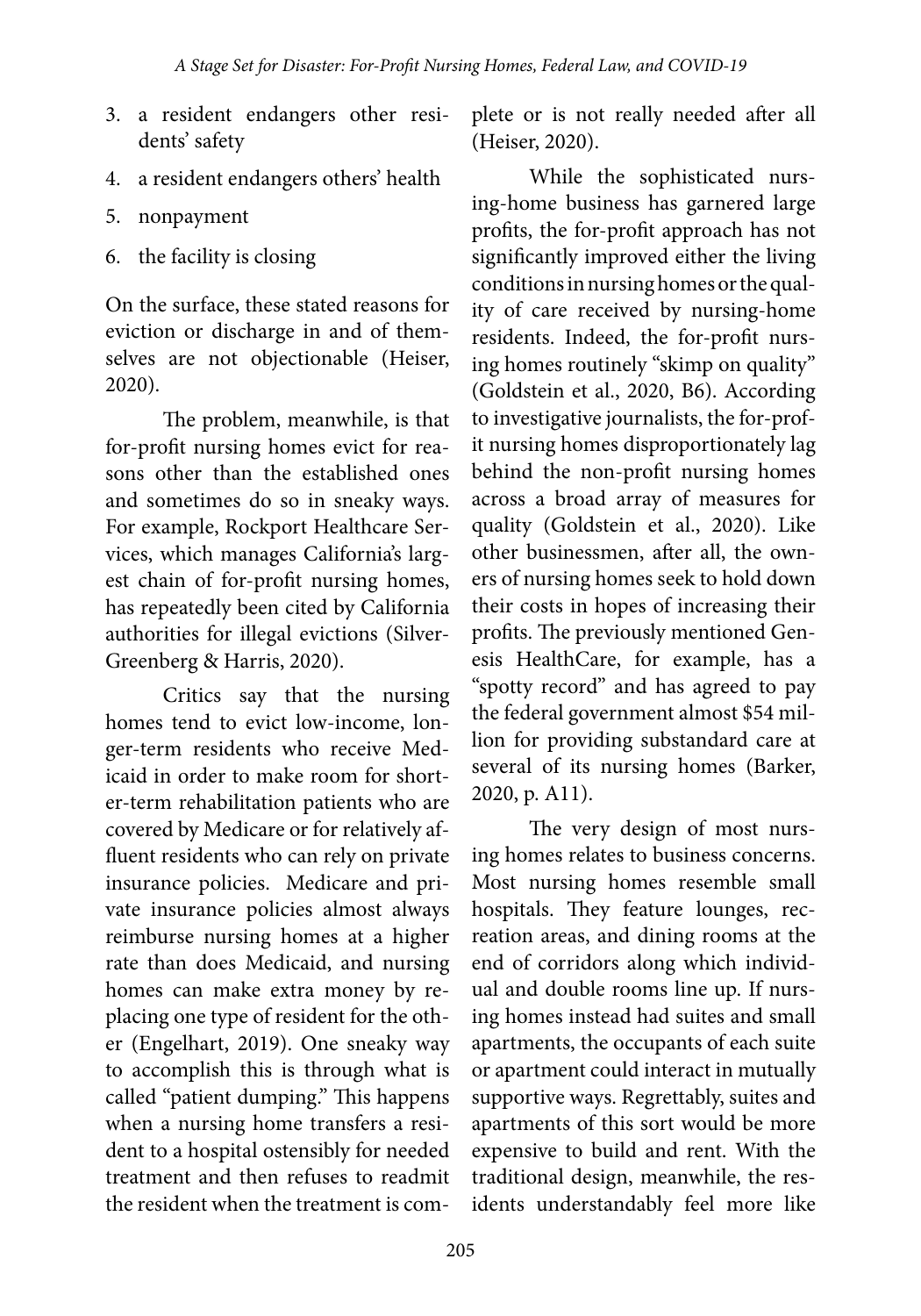3. a resident endangers other residents' safety
4. a resident endangers others' health
5. nonpayment
6. the facility is closing

On the surface, these stated reasons for eviction or discharge in and of themselves are not objectionable (Heiser, 2020).

The problem, meanwhile, is that for-profit nursing homes evict for reasons other than the established ones and sometimes do so in sneaky ways. For example, Rockport Healthcare Services, which manages California's largest chain of for-profit nursing homes, has repeatedly been cited by California authorities for illegal evictions (Silver-Greenberg & Harris, 2020).

Critics say that the nursing homes tend to evict low-income, longer-term residents who receive Medicaid in order to make room for shorter-term rehabilitation patients who are covered by Medicare or for relatively affluent residents who can rely on private insurance policies. Medicare and private insurance policies almost always reimburse nursing homes at a higher rate than does Medicaid, and nursing homes can make extra money by replacing one type of resident for the other (Engelhart, 2019). One sneaky way to accomplish this is through what is called "patient dumping." This happens when a nursing home transfers a resident to a hospital ostensibly for needed treatment and then refuses to readmit the resident when the treatment is complete or is not really needed after all (Heiser, 2020).

While the sophisticated nursing-home business has garnered large profits, the for-profit approach has not significantly improved either the living conditions in nursing homes or the quality of care received by nursing-home residents. Indeed, the for-profit nursing homes routinely "skimp on quality" (Goldstein et al., 2020, B6). According to investigative journalists, the for-profit nursing homes disproportionately lag behind the non-profit nursing homes across a broad array of measures for quality (Goldstein et al., 2020). Like other businessmen, after all, the owners of nursing homes seek to hold down their costs in hopes of increasing their profits. The previously mentioned Genesis HealthCare, for example, has a "spotty record" and has agreed to pay the federal government almost $54 million for providing substandard care at several of its nursing homes (Barker, 2020, p. A11).

The very design of most nursing homes relates to business concerns. Most nursing homes resemble small hospitals. They feature lounges, recreation areas, and dining rooms at the end of corridors along which individual and double rooms line up. If nursing homes instead had suites and small apartments, the occupants of each suite or apartment could interact in mutually supportive ways. Regrettably, suites and apartments of this sort would be more expensive to build and rent. With the traditional design, meanwhile, the residents understandably feel more like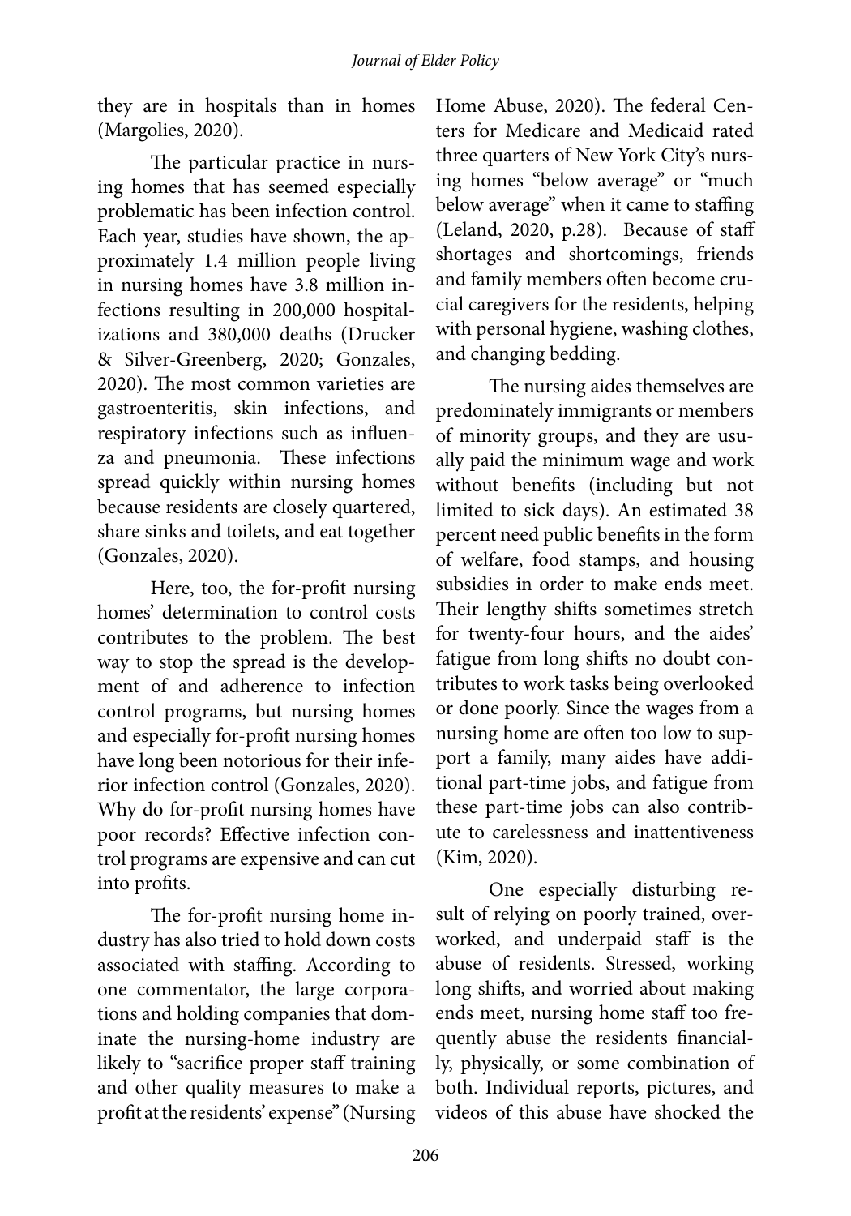they are in hospitals than in homes (Margolies, 2020).

The particular practice in nursing homes that has seemed especially problematic has been infection control. Each year, studies have shown, the approximately 1.4 million people living in nursing homes have 3.8 million infections resulting in 200,000 hospitalizations and 380,000 deaths (Drucker & Silver-Greenberg, 2020; Gonzales, 2020). The most common varieties are gastroenteritis, skin infections, and respiratory infections such as influenza and pneumonia. These infections spread quickly within nursing homes because residents are closely quartered, share sinks and toilets, and eat together (Gonzales, 2020).

Here, too, the for-profit nursing homes' determination to control costs contributes to the problem. The best way to stop the spread is the development of and adherence to infection control programs, but nursing homes and especially for-profit nursing homes have long been notorious for their inferior infection control (Gonzales, 2020). Why do for-profit nursing homes have poor records? Effective infection control programs are expensive and can cut into profits.

The for-profit nursing home industry has also tried to hold down costs associated with staffing. According to one commentator, the large corporations and holding companies that dominate the nursing-home industry are likely to "sacrifice proper staff training and other quality measures to make a profit at the residents' expense" (Nursing Home Abuse, 2020). The federal Centers for Medicare and Medicaid rated three quarters of New York City's nursing homes "below average" or "much below average" when it came to staffing (Leland, 2020, p.28). Because of staff shortages and shortcomings, friends and family members often become crucial caregivers for the residents, helping with personal hygiene, washing clothes, and changing bedding.

The nursing aides themselves are predominately immigrants or members of minority groups, and they are usually paid the minimum wage and work without benefits (including but not limited to sick days). An estimated 38 percent need public benefits in the form of welfare, food stamps, and housing subsidies in order to make ends meet. Their lengthy shifts sometimes stretch for twenty-four hours, and the aides' fatigue from long shifts no doubt contributes to work tasks being overlooked or done poorly. Since the wages from a nursing home are often too low to support a family, many aides have additional part-time jobs, and fatigue from these part-time jobs can also contribute to carelessness and inattentiveness (Kim, 2020).

One especially disturbing result of relying on poorly trained, overworked, and underpaid staff is the abuse of residents. Stressed, working long shifts, and worried about making ends meet, nursing home staff too frequently abuse the residents financially, physically, or some combination of both. Individual reports, pictures, and videos of this abuse have shocked the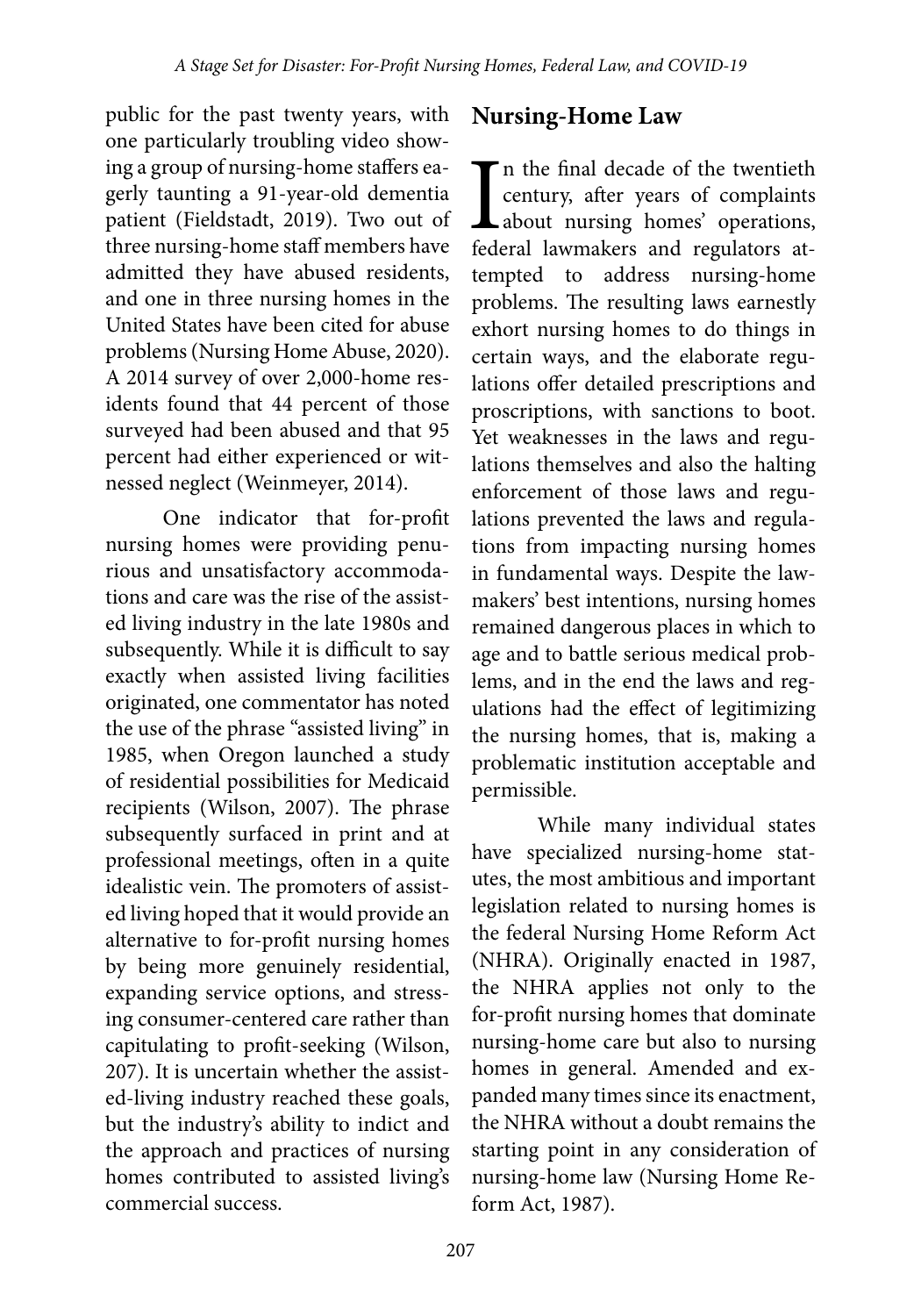public for the past twenty years, with one particularly troubling video showing a group of nursing-home staffers eagerly taunting a 91-year-old dementia patient (Fieldstadt, 2019). Two out of three nursing-home staff members have admitted they have abused residents, and one in three nursing homes in the United States have been cited for abuse problems (Nursing Home Abuse, 2020). A 2014 survey of over 2,000-home residents found that 44 percent of those surveyed had been abused and that 95 percent had either experienced or witnessed neglect (Weinmeyer, 2014).

One indicator that for-profit nursing homes were providing penurious and unsatisfactory accommodations and care was the rise of the assisted living industry in the late 1980s and subsequently. While it is difficult to say exactly when assisted living facilities originated, one commentator has noted the use of the phrase "assisted living" in 1985, when Oregon launched a study of residential possibilities for Medicaid recipients (Wilson, 2007). The phrase subsequently surfaced in print and at professional meetings, often in a quite idealistic vein. The promoters of assisted living hoped that it would provide an alternative to for-profit nursing homes by being more genuinely residential, expanding service options, and stressing consumer-centered care rather than capitulating to profit-seeking (Wilson, 207). It is uncertain whether the assisted-living industry reached these goals, but the industry's ability to indict and the approach and practices of nursing homes contributed to assisted living's commercial success.

## Nursing-Home Law

In the final decade of the twentieth century, after years of complaints about nursing homes' operations, federal lawmakers and regulators attempted to address nursing-home problems. The resulting laws earnestly exhort nursing homes to do things in certain ways, and the elaborate regulations offer detailed prescriptions and proscriptions, with sanctions to boot. Yet weaknesses in the laws and regulations themselves and also the halting enforcement of those laws and regulations prevented the laws and regulations from impacting nursing homes in fundamental ways. Despite the lawmakers' best intentions, nursing homes remained dangerous places in which to age and to battle serious medical problems, and in the end the laws and regulations had the effect of legitimizing the nursing homes, that is, making a problematic institution acceptable and permissible.

While many individual states have specialized nursing-home statutes, the most ambitious and important legislation related to nursing homes is the federal Nursing Home Reform Act (NHRA). Originally enacted in 1987, the NHRA applies not only to the for-profit nursing homes that dominate nursing-home care but also to nursing homes in general. Amended and expanded many times since its enactment, the NHRA without a doubt remains the starting point in any consideration of nursing-home law (Nursing Home Reform Act, 1987).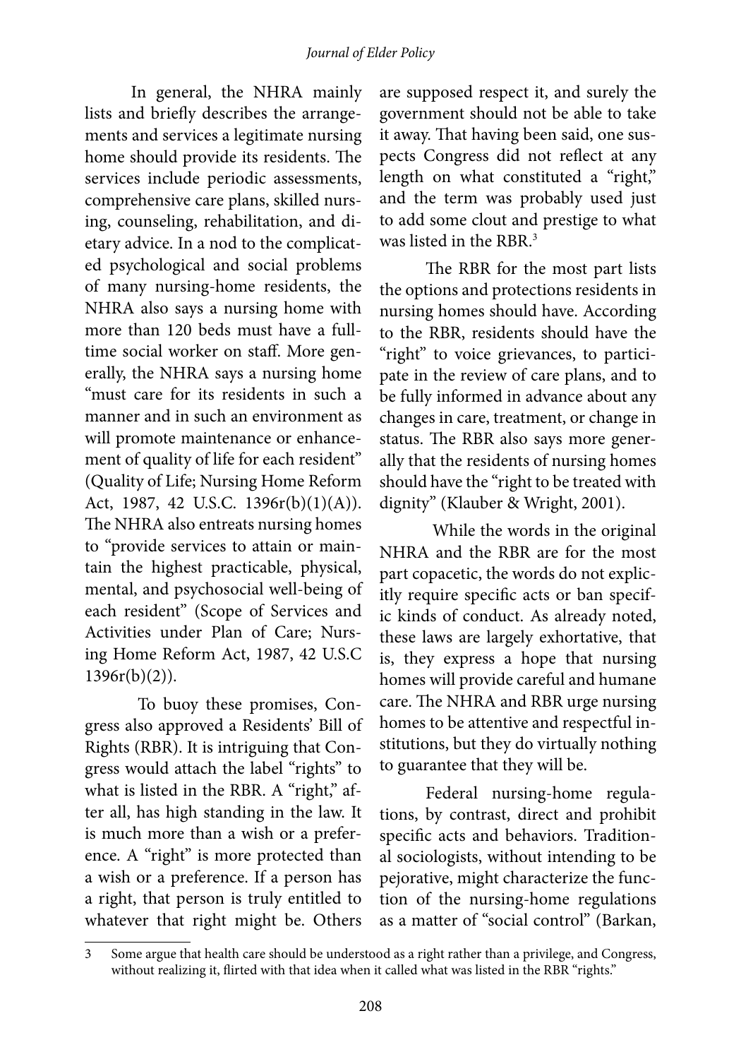In general, the NHRA mainly lists and briefly describes the arrangements and services a legitimate nursing home should provide its residents. The services include periodic assessments, comprehensive care plans, skilled nursing, counseling, rehabilitation, and dietary advice. In a nod to the complicated psychological and social problems of many nursing-home residents, the NHRA also says a nursing home with more than 120 beds must have a full-time social worker on staff. More generally, the NHRA says a nursing home "must care for its residents in such a manner and in such an environment as will promote maintenance or enhancement of quality of life for each resident" (Quality of Life; Nursing Home Reform Act, 1987, 42 U.S.C. 1396r(b)(1)(A)). The NHRA also entreats nursing homes to "provide services to attain or maintain the highest practicable, physical, mental, and psychosocial well-being of each resident" (Scope of Services and Activities under Plan of Care; Nursing Home Reform Act, 1987, 42 U.S.C 1396r(b)(2)).

To buoy these promises, Congress also approved a Residents' Bill of Rights (RBR). It is intriguing that Congress would attach the label "rights" to what is listed in the RBR. A "right," after all, has high standing in the law. It is much more than a wish or a preference. A "right" is more protected than a wish or a preference. If a person has a right, that person is truly entitled to whatever that right might be. Others are supposed respect it, and surely the government should not be able to take it away. That having been said, one suspects Congress did not reflect at any length on what constituted a "right," and the term was probably used just to add some clout and prestige to what was listed in the RBR.[3]

The RBR for the most part lists the options and protections residents in nursing homes should have. According to the RBR, residents should have the "right" to voice grievances, to participate in the review of care plans, and to be fully informed in advance about any changes in care, treatment, or change in status. The RBR also says more generally that the residents of nursing homes should have the "right to be treated with dignity" (Klauber & Wright, 2001).

While the words in the original NHRA and the RBR are for the most part copacetic, the words do not explicitly require specific acts or ban specific kinds of conduct. As already noted, these laws are largely exhortative, that is, they express a hope that nursing homes will provide careful and humane care. The NHRA and RBR urge nursing homes to be attentive and respectful institutions, but they do virtually nothing to guarantee that they will be.

Federal nursing-home regulations, by contrast, direct and prohibit specific acts and behaviors. Traditional sociologists, without intending to be pejorative, might characterize the function of the nursing-home regulations as a matter of "social control" (Barkan,

---

[3] Some argue that health care should be understood as a right rather than a privilege, and Congress, without realizing it, flirted with that idea when it called what was listed in the RBR "rights."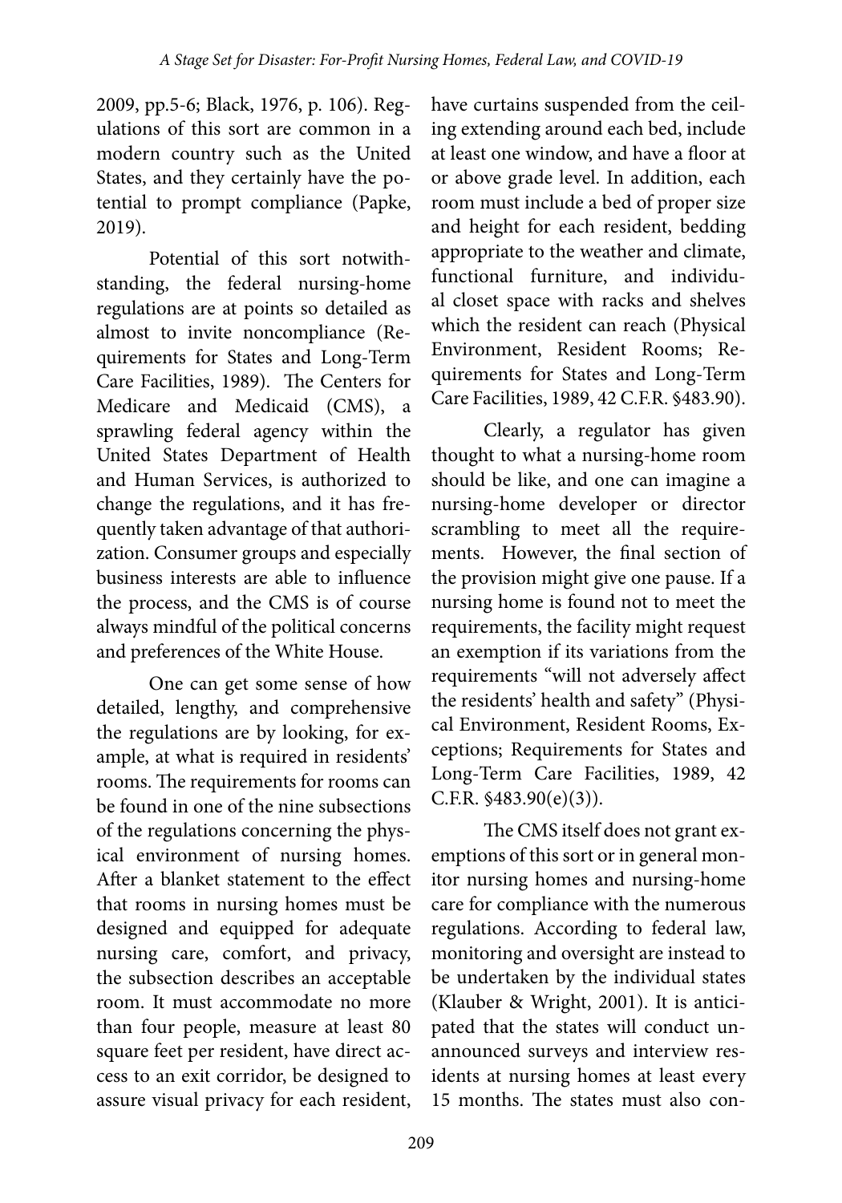2009, pp.5-6; Black, 1976, p. 106). Regulations of this sort are common in a modern country such as the United States, and they certainly have the potential to prompt compliance (Papke, 2019).

Potential of this sort notwithstanding, the federal nursing-home regulations are at points so detailed as almost to invite noncompliance (Requirements for States and Long-Term Care Facilities, 1989). The Centers for Medicare and Medicaid (CMS), a sprawling federal agency within the United States Department of Health and Human Services, is authorized to change the regulations, and it has frequently taken advantage of that authorization. Consumer groups and especially business interests are able to influence the process, and the CMS is of course always mindful of the political concerns and preferences of the White House.

One can get some sense of how detailed, lengthy, and comprehensive the regulations are by looking, for example, at what is required in residents' rooms. The requirements for rooms can be found in one of the nine subsections of the regulations concerning the physical environment of nursing homes. After a blanket statement to the effect that rooms in nursing homes must be designed and equipped for adequate nursing care, comfort, and privacy, the subsection describes an acceptable room. It must accommodate no more than four people, measure at least 80 square feet per resident, have direct access to an exit corridor, be designed to assure visual privacy for each resident, have curtains suspended from the ceiling extending around each bed, include at least one window, and have a floor at or above grade level. In addition, each room must include a bed of proper size and height for each resident, bedding appropriate to the weather and climate, functional furniture, and individual closet space with racks and shelves which the resident can reach (Physical Environment, Resident Rooms; Requirements for States and Long-Term Care Facilities, 1989, 42 C.F.R. §483.90).

Clearly, a regulator has given thought to what a nursing-home room should be like, and one can imagine a nursing-home developer or director scrambling to meet all the requirements. However, the final section of the provision might give one pause. If a nursing home is found not to meet the requirements, the facility might request an exemption if its variations from the requirements "will not adversely affect the residents' health and safety" (Physical Environment, Resident Rooms, Exceptions; Requirements for States and Long-Term Care Facilities, 1989, 42 C.F.R. §483.90(e)(3)).

The CMS itself does not grant exemptions of this sort or in general monitor nursing homes and nursing-home care for compliance with the numerous regulations. According to federal law, monitoring and oversight are instead to be undertaken by the individual states (Klauber & Wright, 2001). It is anticipated that the states will conduct unannounced surveys and interview residents at nursing homes at least every 15 months. The states must also con-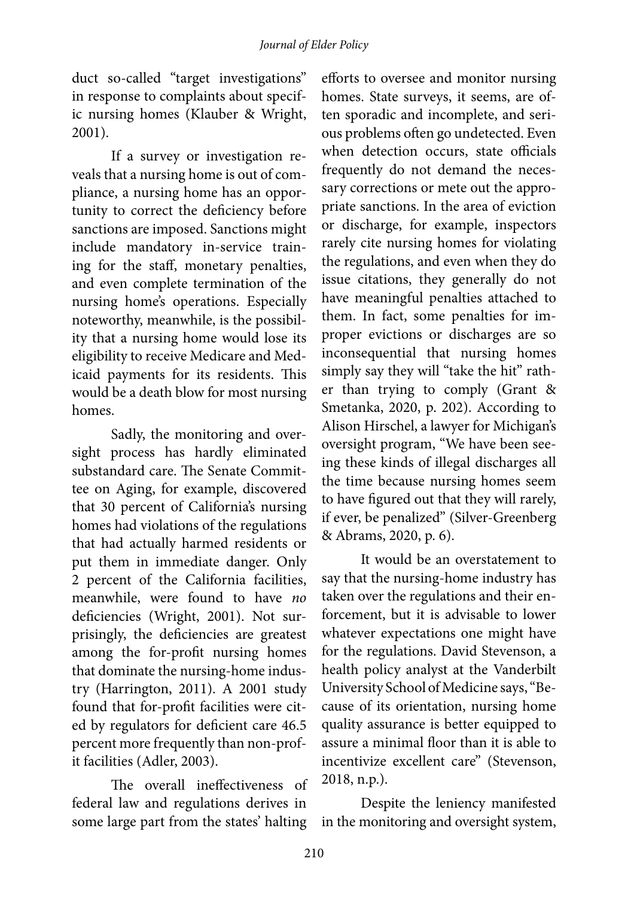duct so-called "target investigations" in response to complaints about specific nursing homes (Klauber & Wright, 2001).

If a survey or investigation reveals that a nursing home is out of compliance, a nursing home has an opportunity to correct the deficiency before sanctions are imposed. Sanctions might include mandatory in-service training for the staff, monetary penalties, and even complete termination of the nursing home's operations. Especially noteworthy, meanwhile, is the possibility that a nursing home would lose its eligibility to receive Medicare and Medicaid payments for its residents. This would be a death blow for most nursing homes.

Sadly, the monitoring and oversight process has hardly eliminated substandard care. The Senate Committee on Aging, for example, discovered that 30 percent of California's nursing homes had violations of the regulations that had actually harmed residents or put them in immediate danger. Only 2 percent of the California facilities, meanwhile, were found to have *no* deficiencies (Wright, 2001). Not surprisingly, the deficiencies are greatest among the for-profit nursing homes that dominate the nursing-home industry (Harrington, 2011). A 2001 study found that for-profit facilities were cited by regulators for deficient care 46.5 percent more frequently than non-profit facilities (Adler, 2003).

The overall ineffectiveness of federal law and regulations derives in some large part from the states' halting efforts to oversee and monitor nursing homes. State surveys, it seems, are often sporadic and incomplete, and serious problems often go undetected. Even when detection occurs, state officials frequently do not demand the necessary corrections or mete out the appropriate sanctions. In the area of eviction or discharge, for example, inspectors rarely cite nursing homes for violating the regulations, and even when they do issue citations, they generally do not have meaningful penalties attached to them. In fact, some penalties for improper evictions or discharges are so inconsequential that nursing homes simply say they will "take the hit" rather than trying to comply (Grant & Smetanka, 2020, p. 202). According to Alison Hirschel, a lawyer for Michigan's oversight program, "We have been seeing these kinds of illegal discharges all the time because nursing homes seem to have figured out that they will rarely, if ever, be penalized" (Silver-Greenberg & Abrams, 2020, p. 6).

It would be an overstatement to say that the nursing-home industry has taken over the regulations and their enforcement, but it is advisable to lower whatever expectations one might have for the regulations. David Stevenson, a health policy analyst at the Vanderbilt University School of Medicine says, "Because of its orientation, nursing home quality assurance is better equipped to assure a minimal floor than it is able to incentivize excellent care" (Stevenson, 2018, n.p.).

Despite the leniency manifested in the monitoring and oversight system,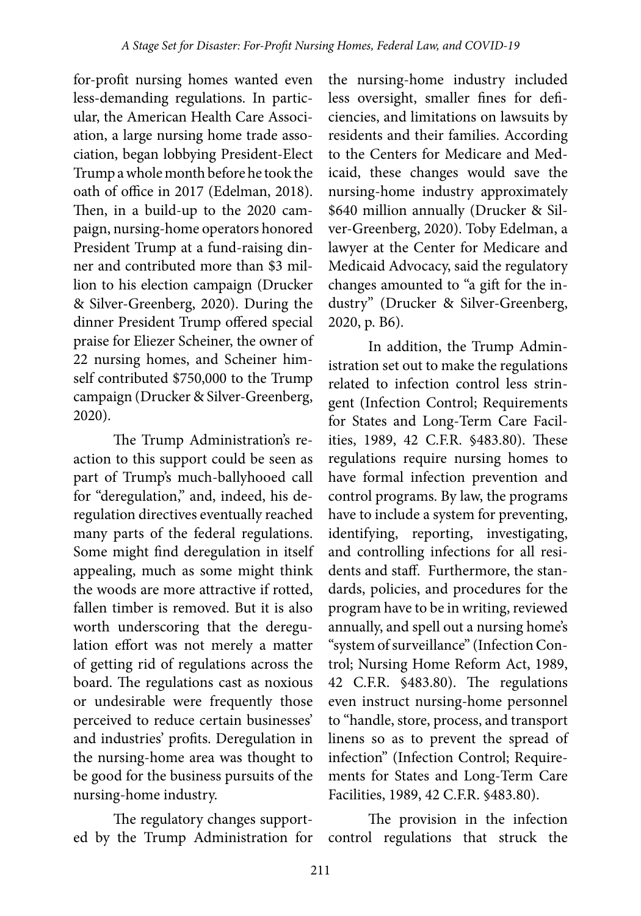for-profit nursing homes wanted even less-demanding regulations. In particular, the American Health Care Association, a large nursing home trade association, began lobbying President-Elect Trump a whole month before he took the oath of office in 2017 (Edelman, 2018). Then, in a build-up to the 2020 campaign, nursing-home operators honored President Trump at a fund-raising dinner and contributed more than $3 million to his election campaign (Drucker & Silver-Greenberg, 2020). During the dinner President Trump offered special praise for Eliezer Scheiner, the owner of 22 nursing homes, and Scheiner himself contributed $750,000 to the Trump campaign (Drucker & Silver-Greenberg, 2020).

The Trump Administration's reaction to this support could be seen as part of Trump's much-ballyhooed call for "deregulation," and, indeed, his deregulation directives eventually reached many parts of the federal regulations. Some might find deregulation in itself appealing, much as some might think the woods are more attractive if rotted, fallen timber is removed. But it is also worth underscoring that the deregulation effort was not merely a matter of getting rid of regulations across the board. The regulations cast as noxious or undesirable were frequently those perceived to reduce certain businesses' and industries' profits. Deregulation in the nursing-home area was thought to be good for the business pursuits of the nursing-home industry.

The regulatory changes supported by the Trump Administration for the nursing-home industry included less oversight, smaller fines for deficiencies, and limitations on lawsuits by residents and their families. According to the Centers for Medicare and Medicaid, these changes would save the nursing-home industry approximately $640 million annually (Drucker & Silver-Greenberg, 2020). Toby Edelman, a lawyer at the Center for Medicare and Medicaid Advocacy, said the regulatory changes amounted to "a gift for the industry" (Drucker & Silver-Greenberg, 2020, p. B6).

In addition, the Trump Administration set out to make the regulations related to infection control less stringent (Infection Control; Requirements for States and Long-Term Care Facilities, 1989, 42 C.F.R. §483.80). These regulations require nursing homes to have formal infection prevention and control programs. By law, the programs have to include a system for preventing, identifying, reporting, investigating, and controlling infections for all residents and staff. Furthermore, the standards, policies, and procedures for the program have to be in writing, reviewed annually, and spell out a nursing home's "system of surveillance" (Infection Control; Nursing Home Reform Act, 1989, 42 C.F.R. §483.80). The regulations even instruct nursing-home personnel to "handle, store, process, and transport linens so as to prevent the spread of infection" (Infection Control; Requirements for States and Long-Term Care Facilities, 1989, 42 C.F.R. §483.80).

The provision in the infection control regulations that struck the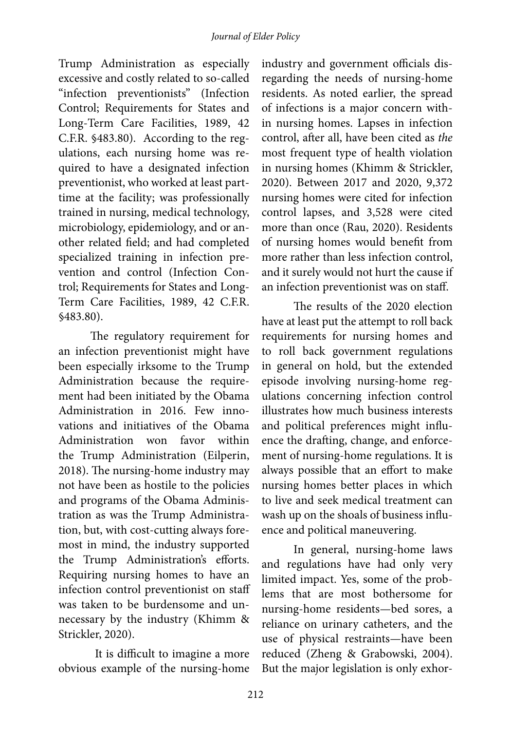Trump Administration as especially excessive and costly related to so-called "infection preventionists" (Infection Control; Requirements for States and Long-Term Care Facilities, 1989, 42 C.F.R. §483.80). According to the regulations, each nursing home was required to have a designated infection preventionist, who worked at least part-time at the facility; was professionally trained in nursing, medical technology, microbiology, epidemiology, and or another related field; and had completed specialized training in infection prevention and control (Infection Control; Requirements for States and Long-Term Care Facilities, 1989, 42 C.F.R. §483.80).

The regulatory requirement for an infection preventionist might have been especially irksome to the Trump Administration because the requirement had been initiated by the Obama Administration in 2016. Few innovations and initiatives of the Obama Administration won favor within the Trump Administration (Eilperin, 2018). The nursing-home industry may not have been as hostile to the policies and programs of the Obama Administration as was the Trump Administration, but, with cost-cutting always foremost in mind, the industry supported the Trump Administration's efforts. Requiring nursing homes to have an infection control preventionist on staff was taken to be burdensome and unnecessary by the industry (Khimm & Strickler, 2020).

It is difficult to imagine a more obvious example of the nursing-home industry and government officials disregarding the needs of nursing-home residents. As noted earlier, the spread of infections is a major concern within nursing homes. Lapses in infection control, after all, have been cited as *the* most frequent type of health violation in nursing homes (Khimm & Strickler, 2020). Between 2017 and 2020, 9,372 nursing homes were cited for infection control lapses, and 3,528 were cited more than once (Rau, 2020). Residents of nursing homes would benefit from more rather than less infection control, and it surely would not hurt the cause if an infection preventionist was on staff.

The results of the 2020 election have at least put the attempt to roll back requirements for nursing homes and to roll back government regulations in general on hold, but the extended episode involving nursing-home regulations concerning infection control illustrates how much business interests and political preferences might influence the drafting, change, and enforcement of nursing-home regulations. It is always possible that an effort to make nursing homes better places in which to live and seek medical treatment can wash up on the shoals of business influence and political maneuvering.

In general, nursing-home laws and regulations have had only very limited impact. Yes, some of the problems that are most bothersome for nursing-home residents—bed sores, a reliance on urinary catheters, and the use of physical restraints—have been reduced (Zheng & Grabowski, 2004). But the major legislation is only exhor-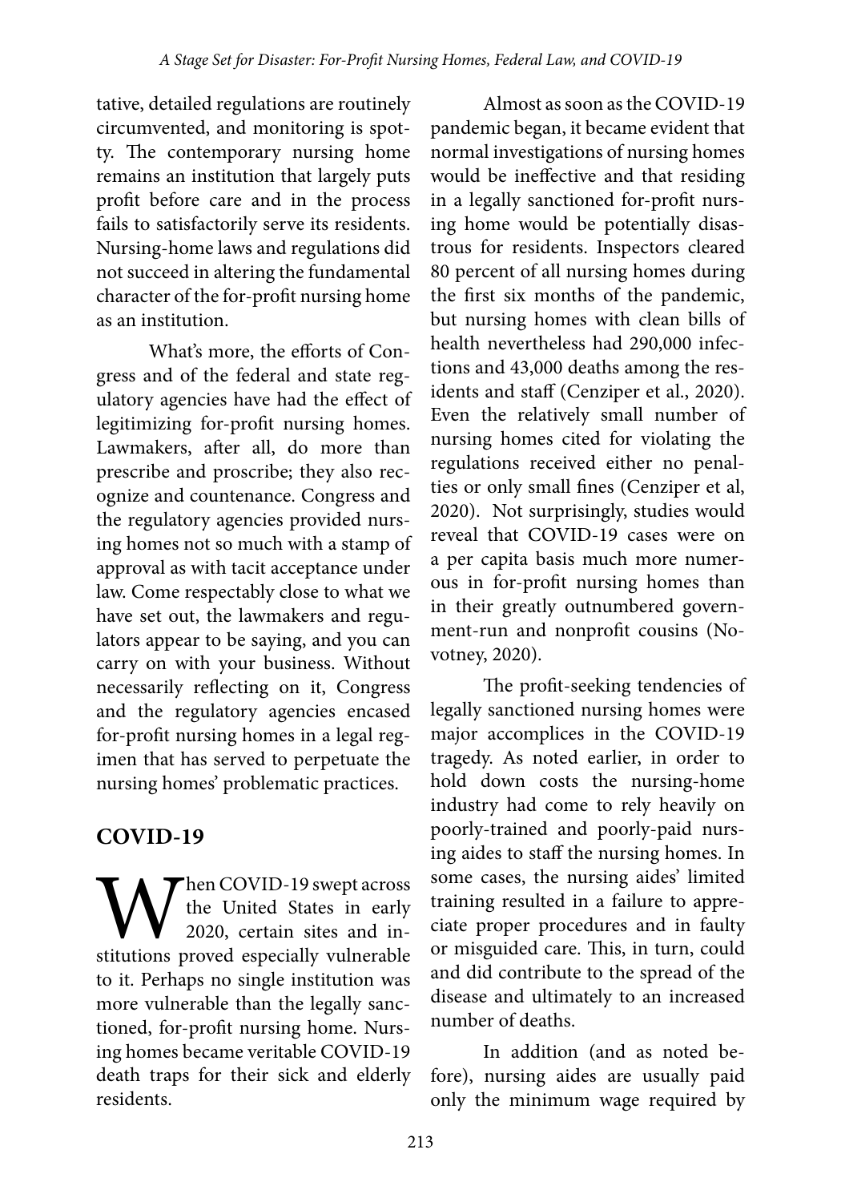tative, detailed regulations are routinely circumvented, and monitoring is spotty. The contemporary nursing home remains an institution that largely puts profit before care and in the process fails to satisfactorily serve its residents. Nursing-home laws and regulations did not succeed in altering the fundamental character of the for-profit nursing home as an institution.

What's more, the efforts of Congress and of the federal and state regulatory agencies have had the effect of legitimizing for-profit nursing homes. Lawmakers, after all, do more than prescribe and proscribe; they also recognize and countenance. Congress and the regulatory agencies provided nursing homes not so much with a stamp of approval as with tacit acceptance under law. Come respectably close to what we have set out, the lawmakers and regulators appear to be saying, and you can carry on with your business. Without necessarily reflecting on it, Congress and the regulatory agencies encased for-profit nursing homes in a legal regimen that has served to perpetuate the nursing homes' problematic practices.

## COVID-19

When COVID-19 swept across the United States in early 2020, certain sites and institutions proved especially vulnerable to it. Perhaps no single institution was more vulnerable than the legally sanctioned, for-profit nursing home. Nursing homes became veritable COVID-19 death traps for their sick and elderly residents.

Almost as soon as the COVID-19 pandemic began, it became evident that normal investigations of nursing homes would be ineffective and that residing in a legally sanctioned for-profit nursing home would be potentially disastrous for residents. Inspectors cleared 80 percent of all nursing homes during the first six months of the pandemic, but nursing homes with clean bills of health nevertheless had 290,000 infections and 43,000 deaths among the residents and staff (Cenziper et al., 2020). Even the relatively small number of nursing homes cited for violating the regulations received either no penalties or only small fines (Cenziper et al, 2020). Not surprisingly, studies would reveal that COVID-19 cases were on a per capita basis much more numerous in for-profit nursing homes than in their greatly outnumbered government-run and nonprofit cousins (Novotney, 2020).

The profit-seeking tendencies of legally sanctioned nursing homes were major accomplices in the COVID-19 tragedy. As noted earlier, in order to hold down costs the nursing-home industry had come to rely heavily on poorly-trained and poorly-paid nursing aides to staff the nursing homes. In some cases, the nursing aides' limited training resulted in a failure to appreciate proper procedures and in faulty or misguided care. This, in turn, could and did contribute to the spread of the disease and ultimately to an increased number of deaths.

In addition (and as noted before), nursing aides are usually paid only the minimum wage required by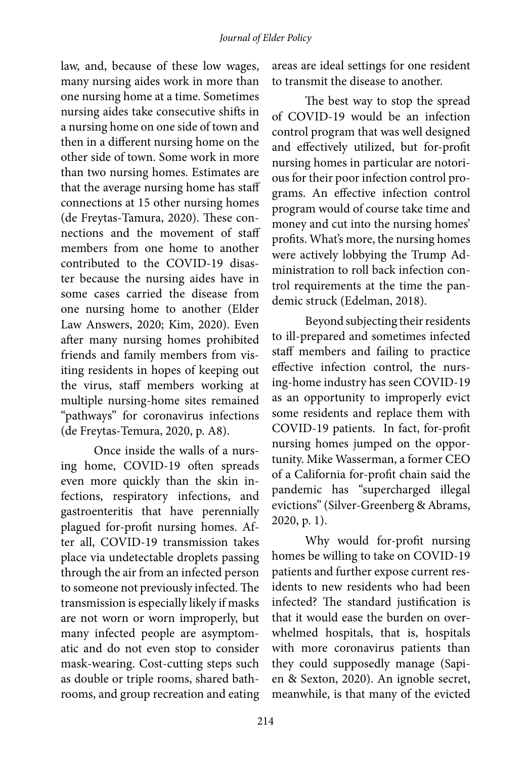law, and, because of these low wages, many nursing aides work in more than one nursing home at a time. Sometimes nursing aides take consecutive shifts in a nursing home on one side of town and then in a different nursing home on the other side of town. Some work in more than two nursing homes. Estimates are that the average nursing home has staff connections at 15 other nursing homes (de Freytas-Tamura, 2020). These connections and the movement of staff members from one home to another contributed to the COVID-19 disaster because the nursing aides have in some cases carried the disease from one nursing home to another (Elder Law Answers, 2020; Kim, 2020). Even after many nursing homes prohibited friends and family members from visiting residents in hopes of keeping out the virus, staff members working at multiple nursing-home sites remained "pathways" for coronavirus infections (de Freytas-Temura, 2020, p. A8).

Once inside the walls of a nursing home, COVID-19 often spreads even more quickly than the skin infections, respiratory infections, and gastroenteritis that have perennially plagued for-profit nursing homes. After all, COVID-19 transmission takes place via undetectable droplets passing through the air from an infected person to someone not previously infected. The transmission is especially likely if masks are not worn or worn improperly, but many infected people are asymptomatic and do not even stop to consider mask-wearing. Cost-cutting steps such as double or triple rooms, shared bathrooms, and group recreation and eating areas are ideal settings for one resident to transmit the disease to another.

The best way to stop the spread of COVID-19 would be an infection control program that was well designed and effectively utilized, but for-profit nursing homes in particular are notorious for their poor infection control programs. An effective infection control program would of course take time and money and cut into the nursing homes' profits. What's more, the nursing homes were actively lobbying the Trump Administration to roll back infection control requirements at the time the pandemic struck (Edelman, 2018).

Beyond subjecting their residents to ill-prepared and sometimes infected staff members and failing to practice effective infection control, the nursing-home industry has seen COVID-19 as an opportunity to improperly evict some residents and replace them with COVID-19 patients. In fact, for-profit nursing homes jumped on the opportunity. Mike Wasserman, a former CEO of a California for-profit chain said the pandemic has "supercharged illegal evictions" (Silver-Greenberg & Abrams, 2020, p. 1).

Why would for-profit nursing homes be willing to take on COVID-19 patients and further expose current residents to new residents who had been infected? The standard justification is that it would ease the burden on overwhelmed hospitals, that is, hospitals with more coronavirus patients than they could supposedly manage (Sapien & Sexton, 2020). An ignoble secret, meanwhile, is that many of the evicted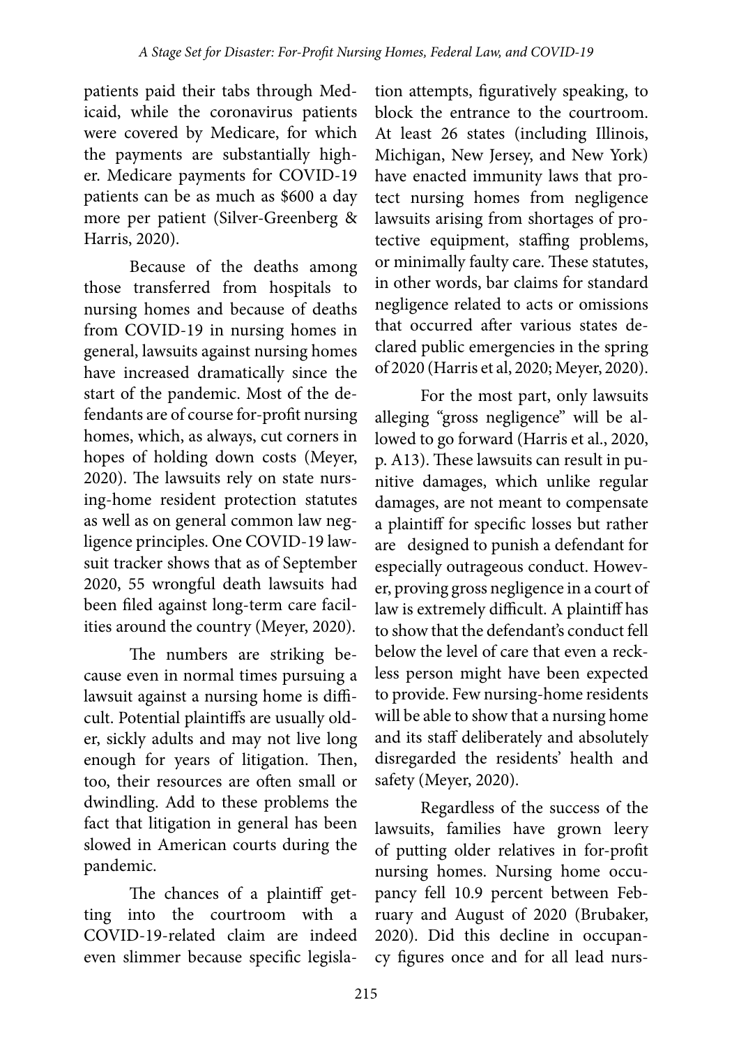patients paid their tabs through Medicaid, while the coronavirus patients were covered by Medicare, for which the payments are substantially higher. Medicare payments for COVID-19 patients can be as much as $600 a day more per patient (Silver-Greenberg & Harris, 2020).

Because of the deaths among those transferred from hospitals to nursing homes and because of deaths from COVID-19 in nursing homes in general, lawsuits against nursing homes have increased dramatically since the start of the pandemic. Most of the defendants are of course for-profit nursing homes, which, as always, cut corners in hopes of holding down costs (Meyer, 2020). The lawsuits rely on state nursing-home resident protection statutes as well as on general common law negligence principles. One COVID-19 lawsuit tracker shows that as of September 2020, 55 wrongful death lawsuits had been filed against long-term care facilities around the country (Meyer, 2020).

The numbers are striking because even in normal times pursuing a lawsuit against a nursing home is difficult. Potential plaintiffs are usually older, sickly adults and may not live long enough for years of litigation. Then, too, their resources are often small or dwindling. Add to these problems the fact that litigation in general has been slowed in American courts during the pandemic.

The chances of a plaintiff getting into the courtroom with a COVID-19-related claim are indeed even slimmer because specific legislation attempts, figuratively speaking, to block the entrance to the courtroom. At least 26 states (including Illinois, Michigan, New Jersey, and New York) have enacted immunity laws that protect nursing homes from negligence lawsuits arising from shortages of protective equipment, staffing problems, or minimally faulty care. These statutes, in other words, bar claims for standard negligence related to acts or omissions that occurred after various states declared public emergencies in the spring of 2020 (Harris et al, 2020; Meyer, 2020).

For the most part, only lawsuits alleging "gross negligence" will be allowed to go forward (Harris et al., 2020, p. A13). These lawsuits can result in punitive damages, which unlike regular damages, are not meant to compensate a plaintiff for specific losses but rather are designed to punish a defendant for especially outrageous conduct. However, proving gross negligence in a court of law is extremely difficult. A plaintiff has to show that the defendant's conduct fell below the level of care that even a reckless person might have been expected to provide. Few nursing-home residents will be able to show that a nursing home and its staff deliberately and absolutely disregarded the residents' health and safety (Meyer, 2020).

Regardless of the success of the lawsuits, families have grown leery of putting older relatives in for-profit nursing homes. Nursing home occupancy fell 10.9 percent between February and August of 2020 (Brubaker, 2020). Did this decline in occupancy figures once and for all lead nurs-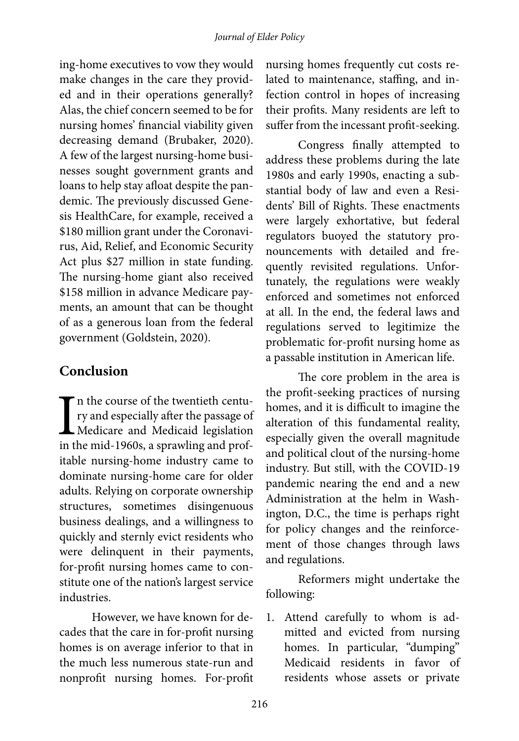ing-home executives to vow they would make changes in the care they provided and in their operations generally? Alas, the chief concern seemed to be for nursing homes' financial viability given decreasing demand (Brubaker, 2020). A few of the largest nursing-home businesses sought government grants and loans to help stay afloat despite the pandemic. The previously discussed Genesis HealthCare, for example, received a $180 million grant under the Coronavirus, Aid, Relief, and Economic Security Act plus $27 million in state funding. The nursing-home giant also received $158 million in advance Medicare payments, an amount that can be thought of as a generous loan from the federal government (Goldstein, 2020).

## Conclusion

In the course of the twentieth century and especially after the passage of Medicare and Medicaid legislation in the mid-1960s, a sprawling and profitable nursing-home industry came to dominate nursing-home care for older adults. Relying on corporate ownership structures, sometimes disingenuous business dealings, and a willingness to quickly and sternly evict residents who were delinquent in their payments, for-profit nursing homes came to constitute one of the nation's largest service industries.

However, we have known for decades that the care in for-profit nursing homes is on average inferior to that in the much less numerous state-run and nonprofit nursing homes. For-profit nursing homes frequently cut costs related to maintenance, staffing, and infection control in hopes of increasing their profits. Many residents are left to suffer from the incessant profit-seeking.

Congress finally attempted to address these problems during the late 1980s and early 1990s, enacting a substantial body of law and even a Residents' Bill of Rights. These enactments were largely exhortative, but federal regulators buoyed the statutory pronouncements with detailed and frequently revisited regulations. Unfortunately, the regulations were weakly enforced and sometimes not enforced at all. In the end, the federal laws and regulations served to legitimize the problematic for-profit nursing home as a passable institution in American life.

The core problem in the area is the profit-seeking practices of nursing homes, and it is difficult to imagine the alteration of this fundamental reality, especially given the overall magnitude and political clout of the nursing-home industry. But still, with the COVID-19 pandemic nearing the end and a new Administration at the helm in Washington, D.C., the time is perhaps right for policy changes and the reinforcement of those changes through laws and regulations.

Reformers might undertake the following:

1. Attend carefully to whom is admitted and evicted from nursing homes. In particular, "dumping" Medicaid residents in favor of residents whose assets or private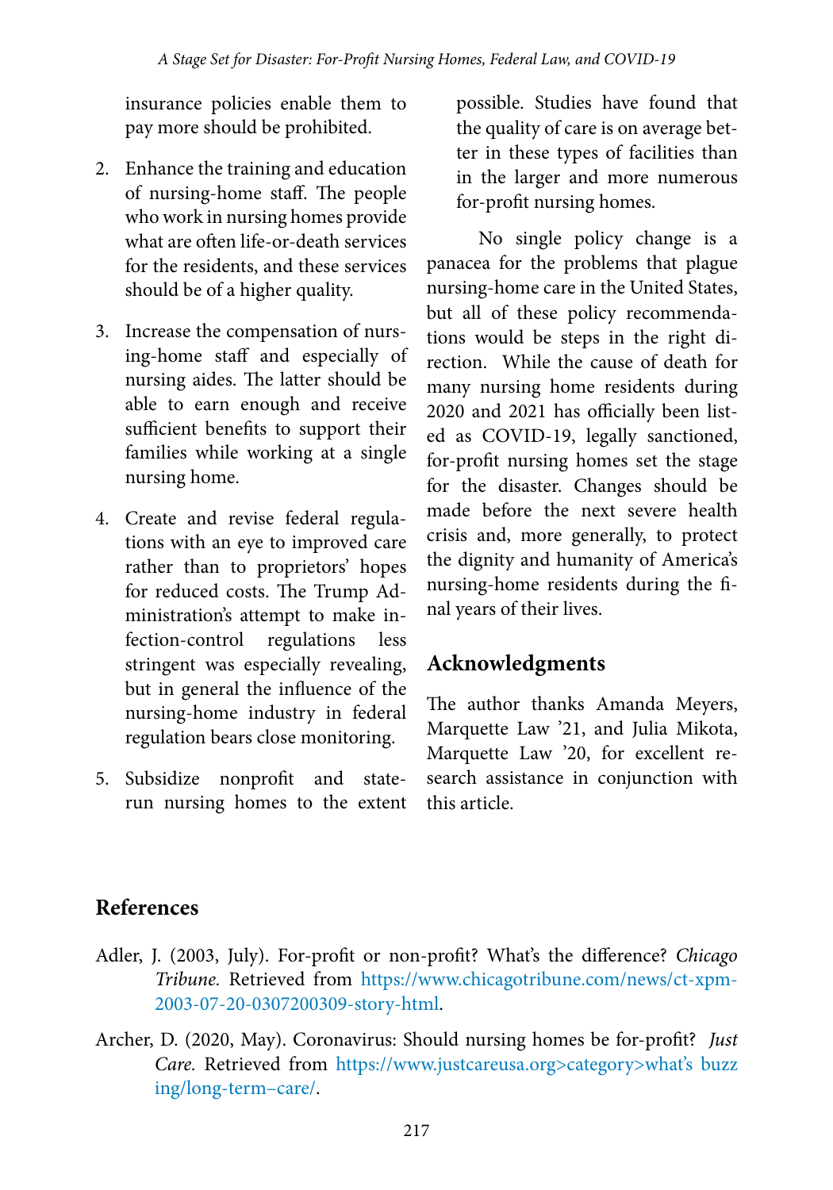insurance policies enable them to pay more should be prohibited.

2. Enhance the training and education of nursing-home staff. The people who work in nursing homes provide what are often life-or-death services for the residents, and these services should be of a higher quality.

3. Increase the compensation of nursing-home staff and especially of nursing aides. The latter should be able to earn enough and receive sufficient benefits to support their families while working at a single nursing home.

4. Create and revise federal regulations with an eye to improved care rather than to proprietors' hopes for reduced costs. The Trump Administration's attempt to make infection-control regulations less stringent was especially revealing, but in general the influence of the nursing-home industry in federal regulation bears close monitoring.

5. Subsidize nonprofit and state-run nursing homes to the extent possible. Studies have found that the quality of care is on average better in these types of facilities than in the larger and more numerous for-profit nursing homes.

No single policy change is a panacea for the problems that plague nursing-home care in the United States, but all of these policy recommendations would be steps in the right direction. While the cause of death for many nursing home residents during 2020 and 2021 has officially been listed as COVID-19, legally sanctioned, for-profit nursing homes set the stage for the disaster. Changes should be made before the next severe health crisis and, more generally, to protect the dignity and humanity of America's nursing-home residents during the final years of their lives.

## Acknowledgments

The author thanks Amanda Meyers, Marquette Law '21, and Julia Mikota, Marquette Law '20, for excellent research assistance in conjunction with this article.

## References

Adler, J. (2003, July). For-profit or non-profit? What's the difference? *Chicago Tribune.* Retrieved from https://www.chicagotribune.com/news/ct-xpm-2003-07-20-0307200309-story-html.

Archer, D. (2020, May). Coronavirus: Should nursing homes be for-profit? *Just Care.* Retrieved from https://www.justcareusa.org>category>what's buzzing/long-term–care/.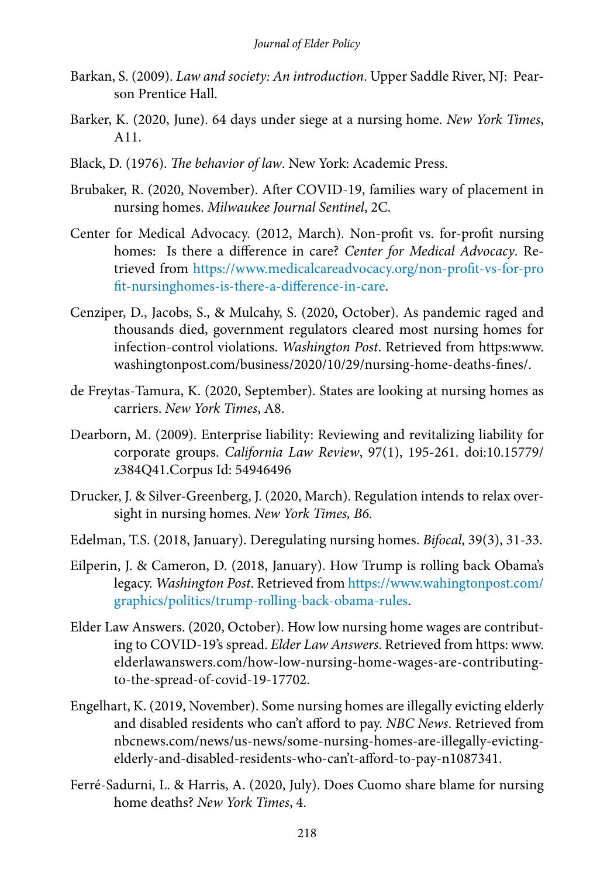Barkan, S. (2009). *Law and society: An introduction*. Upper Saddle River, NJ: Pearson Prentice Hall.

Barker, K. (2020, June). 64 days under siege at a nursing home. *New York Times*, A11.

Black, D. (1976). *The behavior of law*. New York: Academic Press.

Brubaker, R. (2020, November). After COVID-19, families wary of placement in nursing homes. *Milwaukee Journal Sentinel*, 2C.

Center for Medical Advocacy. (2012, March). Non-profit vs. for-profit nursing homes: Is there a difference in care? *Center for Medical Advocacy*. Retrieved from https://www.medicalcareadvocacy.org/non-profit-vs-for-profit-nursinghomes-is-there-a-difference-in-care.

Cenziper, D., Jacobs, S., & Mulcahy, S. (2020, October). As pandemic raged and thousands died, government regulators cleared most nursing homes for infection-control violations. *Washington Post*. Retrieved from https:www.washingtonpost.com/business/2020/10/29/nursing-home-deaths-fines/.

de Freytas-Tamura, K. (2020, September). States are looking at nursing homes as carriers. *New York Times*, A8.

Dearborn, M. (2009). Enterprise liability: Reviewing and revitalizing liability for corporate groups. *California Law Review*, 97(1), 195-261. doi:10.15779/z384Q41.Corpus Id: 54946496

Drucker, J. & Silver-Greenberg, J. (2020, March). Regulation intends to relax oversight in nursing homes. *New York Times, B6.*

Edelman, T.S. (2018, January). Deregulating nursing homes. *Bifocal*, 39(3), 31-33.

Eilperin, J. & Cameron, D. (2018, January). How Trump is rolling back Obama's legacy. *Washington Post*. Retrieved from https://www.wahingtonpost.com/graphics/politics/trump-rolling-back-obama-rules.

Elder Law Answers. (2020, October). How low nursing home wages are contributing to COVID-19's spread. *Elder Law Answers*. Retrieved from https: www.elderlawanswers.com/how-low-nursing-home-wages-are-contributing-to-the-spread-of-covid-19-17702.

Engelhart, K. (2019, November). Some nursing homes are illegally evicting elderly and disabled residents who can't afford to pay. *NBC News*. Retrieved from nbcnews.com/news/us-news/some-nursing-homes-are-illegally-evicting-elderly-and-disabled-residents-who-can't-afford-to-pay-n1087341.

Ferré-Sadurni, L. & Harris, A. (2020, July). Does Cuomo share blame for nursing home deaths? *New York Times*, 4.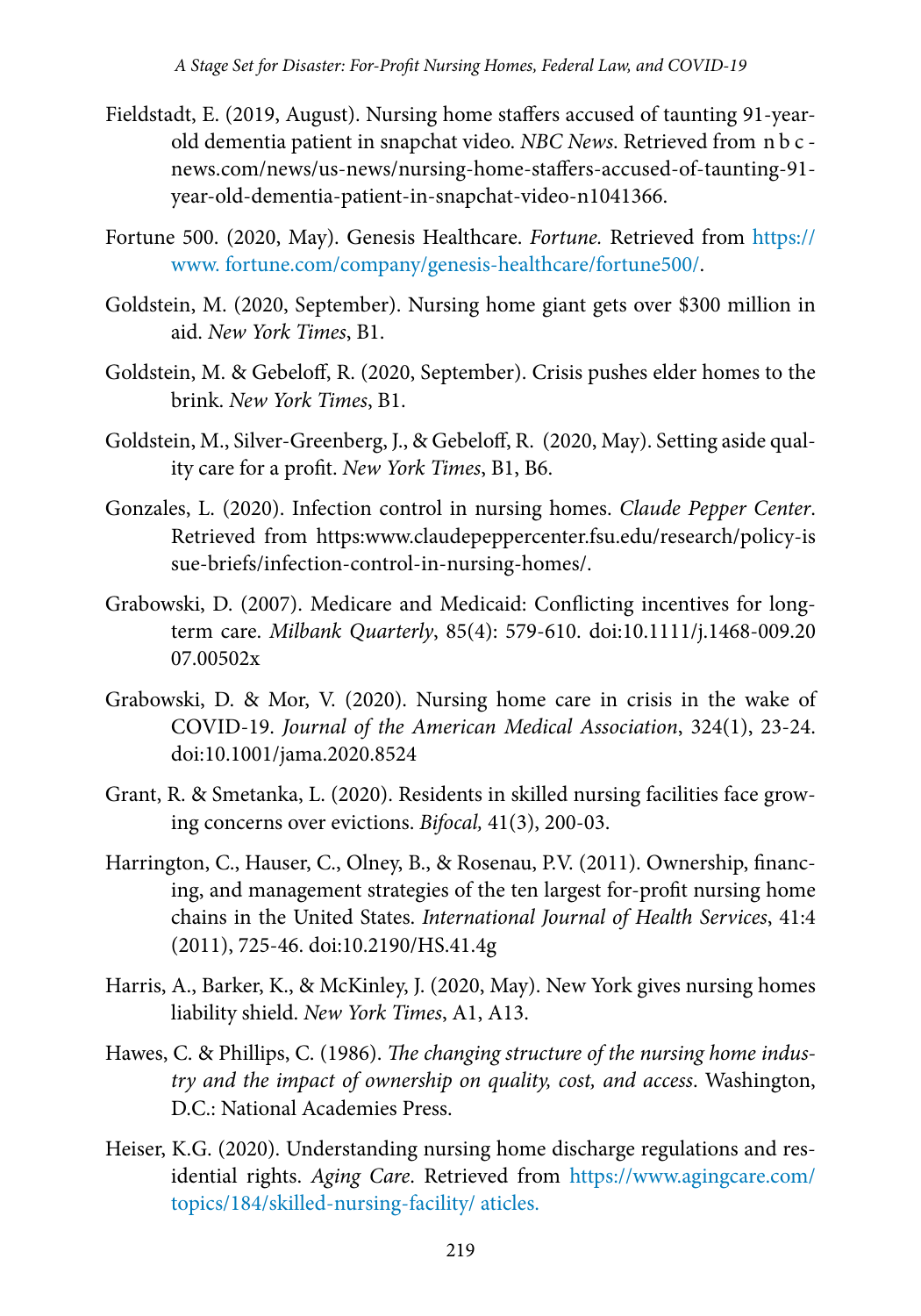Fieldstadt, E. (2019, August). Nursing home staffers accused of taunting 91-year-old dementia patient in snapchat video. *NBC News*. Retrieved from n b c - news.com/news/us-news/nursing-home-staffers-accused-of-taunting-91-year-old-dementia-patient-in-snapchat-video-n1041366.

Fortune 500. (2020, May). Genesis Healthcare. *Fortune.* Retrieved from https://www. fortune.com/company/genesis-healthcare/fortune500/.

Goldstein, M. (2020, September). Nursing home giant gets over $300 million in aid. *New York Times*, B1.

Goldstein, M. & Gebeloff, R. (2020, September). Crisis pushes elder homes to the brink. *New York Times*, B1.

Goldstein, M., Silver-Greenberg, J., & Gebeloff, R. (2020, May). Setting aside quality care for a profit. *New York Times*, B1, B6.

Gonzales, L. (2020). Infection control in nursing homes. *Claude Pepper Center*. Retrieved from https:www.claudepeppercenter.fsu.edu/research/policy-issue-briefs/infection-control-in-nursing-homes/.

Grabowski, D. (2007). Medicare and Medicaid: Conflicting incentives for long-term care. *Milbank Quarterly*, 85(4): 579-610. doi:10.1111/j.1468-009.2007.00502x

Grabowski, D. & Mor, V. (2020). Nursing home care in crisis in the wake of COVID-19. *Journal of the American Medical Association*, 324(1), 23-24. doi:10.1001/jama.2020.8524

Grant, R. & Smetanka, L. (2020). Residents in skilled nursing facilities face growing concerns over evictions. *Bifocal,* 41(3), 200-03.

Harrington, C., Hauser, C., Olney, B., & Rosenau, P.V. (2011). Ownership, financing, and management strategies of the ten largest for-profit nursing home chains in the United States. *International Journal of Health Services*, 41:4 (2011), 725-46. doi:10.2190/HS.41.4g

Harris, A., Barker, K., & McKinley, J. (2020, May). New York gives nursing homes liability shield. *New York Times*, A1, A13.

Hawes, C. & Phillips, C. (1986). *The changing structure of the nursing home industry and the impact of ownership on quality, cost, and access*. Washington, D.C.: National Academies Press.

Heiser, K.G. (2020). Understanding nursing home discharge regulations and residential rights. *Aging Care*. Retrieved from https://www.agingcare.com/topics/184/skilled-nursing-facility/ aticles.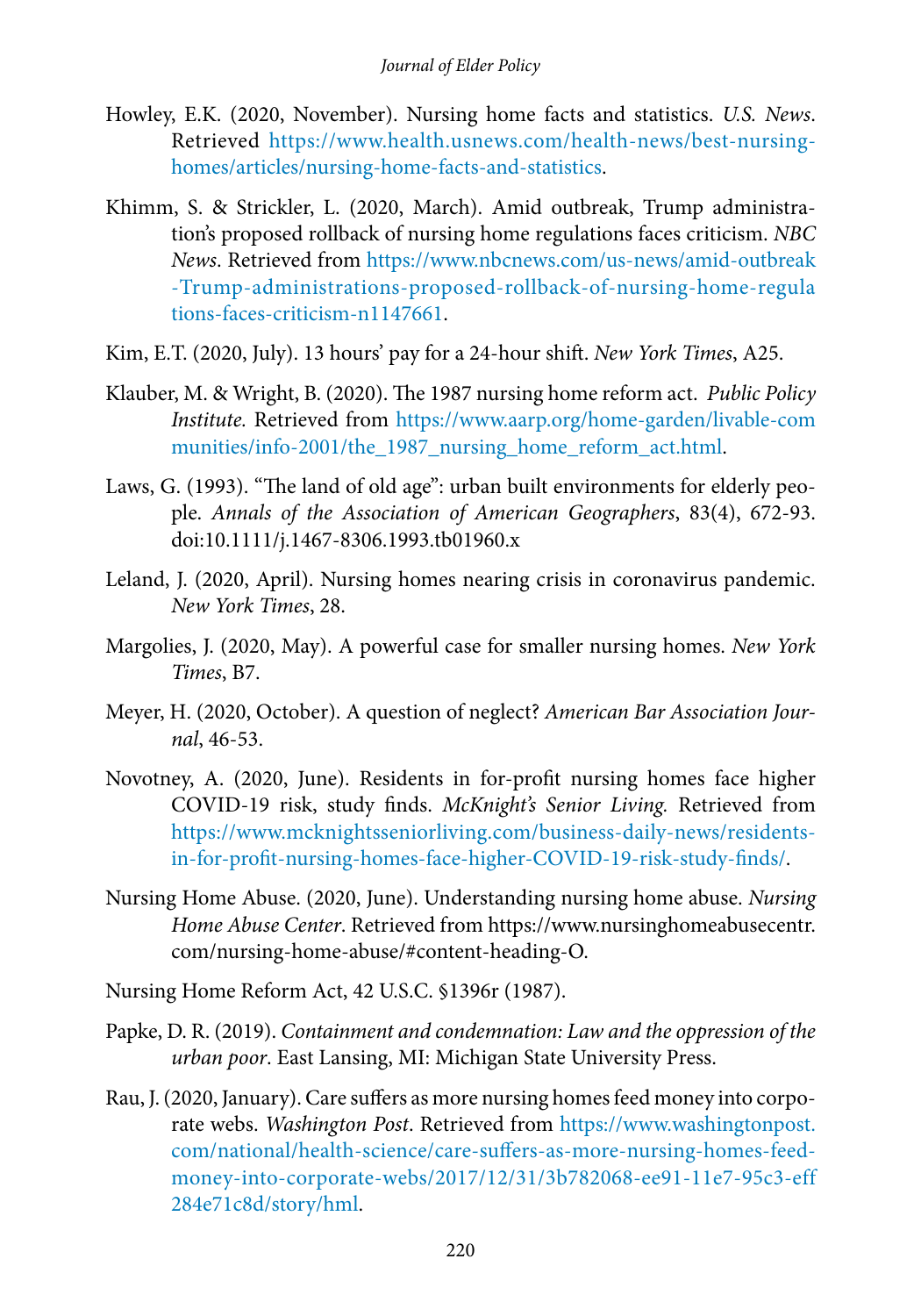Howley, E.K. (2020, November). Nursing home facts and statistics. *U.S. News*. Retrieved https://www.health.usnews.com/health-news/best-nursing-homes/articles/nursing-home-facts-and-statistics.

Khimm, S. & Strickler, L. (2020, March). Amid outbreak, Trump administration's proposed rollback of nursing home regulations faces criticism. *NBC News*. Retrieved from https://www.nbcnews.com/us-news/amid-outbreak-Trump-administrations-proposed-rollback-of-nursing-home-regulations-faces-criticism-n1147661.

Kim, E.T. (2020, July). 13 hours' pay for a 24-hour shift. *New York Times*, A25.

Klauber, M. & Wright, B. (2020). The 1987 nursing home reform act. *Public Policy Institute.* Retrieved from https://www.aarp.org/home-garden/livable-communities/info-2001/the_1987_nursing_home_reform_act.html.

Laws, G. (1993). "The land of old age": urban built environments for elderly people. *Annals of the Association of American Geographers*, 83(4), 672-93. doi:10.1111/j.1467-8306.1993.tb01960.x

Leland, J. (2020, April). Nursing homes nearing crisis in coronavirus pandemic. *New York Times*, 28.

Margolies, J. (2020, May). A powerful case for smaller nursing homes. *New York Times*, B7.

Meyer, H. (2020, October). A question of neglect? *American Bar Association Journal*, 46-53.

Novotney, A. (2020, June). Residents in for-profit nursing homes face higher COVID-19 risk, study finds. *McKnight's Senior Living.* Retrieved from https://www.mcknightsseniorliving.com/business-daily-news/residents-in-for-profit-nursing-homes-face-higher-COVID-19-risk-study-finds/.

Nursing Home Abuse. (2020, June). Understanding nursing home abuse. *Nursing Home Abuse Center*. Retrieved from https://www.nursinghomeabusecentr.com/nursing-home-abuse/#content-heading-O.

Nursing Home Reform Act, 42 U.S.C. §1396r (1987).

Papke, D. R. (2019). *Containment and condemnation: Law and the oppression of the urban poor*. East Lansing, MI: Michigan State University Press.

Rau, J. (2020, January). Care suffers as more nursing homes feed money into corporate webs. *Washington Post*. Retrieved from https://www.washingtonpost.com/national/health-science/care-suffers-as-more-nursing-homes-feed-money-into-corporate-webs/2017/12/31/3b782068-ee91-11e7-95c3-eff284e71c8d/story/hml.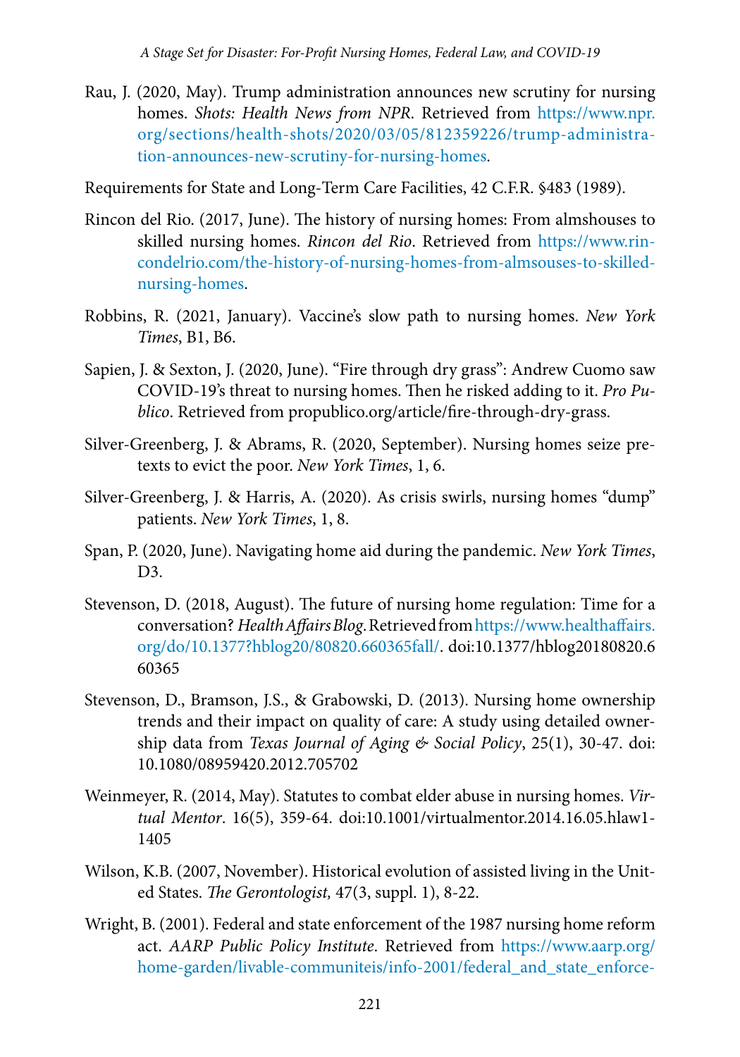Rau, J. (2020, May). Trump administration announces new scrutiny for nursing homes. *Shots: Health News from NPR*. Retrieved from https://www.npr.org/sections/health-shots/2020/03/05/812359226/trump-administration-announces-new-scrutiny-for-nursing-homes.

Requirements for State and Long-Term Care Facilities, 42 C.F.R. §483 (1989).

Rincon del Rio. (2017, June). The history of nursing homes: From almshouses to skilled nursing homes. *Rincon del Rio*. Retrieved from https://www.rincondelrio.com/the-history-of-nursing-homes-from-almsouses-to-skilled-nursing-homes.

Robbins, R. (2021, January). Vaccine's slow path to nursing homes. *New York Times*, B1, B6.

Sapien, J. & Sexton, J. (2020, June). "Fire through dry grass": Andrew Cuomo saw COVID-19's threat to nursing homes. Then he risked adding to it. *Pro Publico*. Retrieved from propublico.org/article/fire-through-dry-grass.

Silver-Greenberg, J. & Abrams, R. (2020, September). Nursing homes seize pretexts to evict the poor. *New York Times*, 1, 6.

Silver-Greenberg, J. & Harris, A. (2020). As crisis swirls, nursing homes "dump" patients. *New York Times*, 1, 8.

Span, P. (2020, June). Navigating home aid during the pandemic. *New York Times*, D3.

Stevenson, D. (2018, August). The future of nursing home regulation: Time for a conversation? *Health Affairs Blog*. Retrieved from https://www.healthaffairs.org/do/10.1377?hblog20/80820.660365fall/. doi:10.1377/hblog20180820.660365

Stevenson, D., Bramson, J.S., & Grabowski, D. (2013). Nursing home ownership trends and their impact on quality of care: A study using detailed ownership data from *Texas Journal of Aging & Social Policy*, 25(1), 30-47. doi:10.1080/08959420.2012.705702

Weinmeyer, R. (2014, May). Statutes to combat elder abuse in nursing homes. *Virtual Mentor*. 16(5), 359-64. doi:10.1001/virtualmentor.2014.16.05.hlaw1-1405

Wilson, K.B. (2007, November). Historical evolution of assisted living in the United States. *The Gerontologist,* 47(3, suppl. 1), 8-22.

Wright, B. (2001). Federal and state enforcement of the 1987 nursing home reform act. *AARP Public Policy Institute*. Retrieved from https://www.aarp.org/home-garden/livable-communiteis/info-2001/federal_and_state_enforce-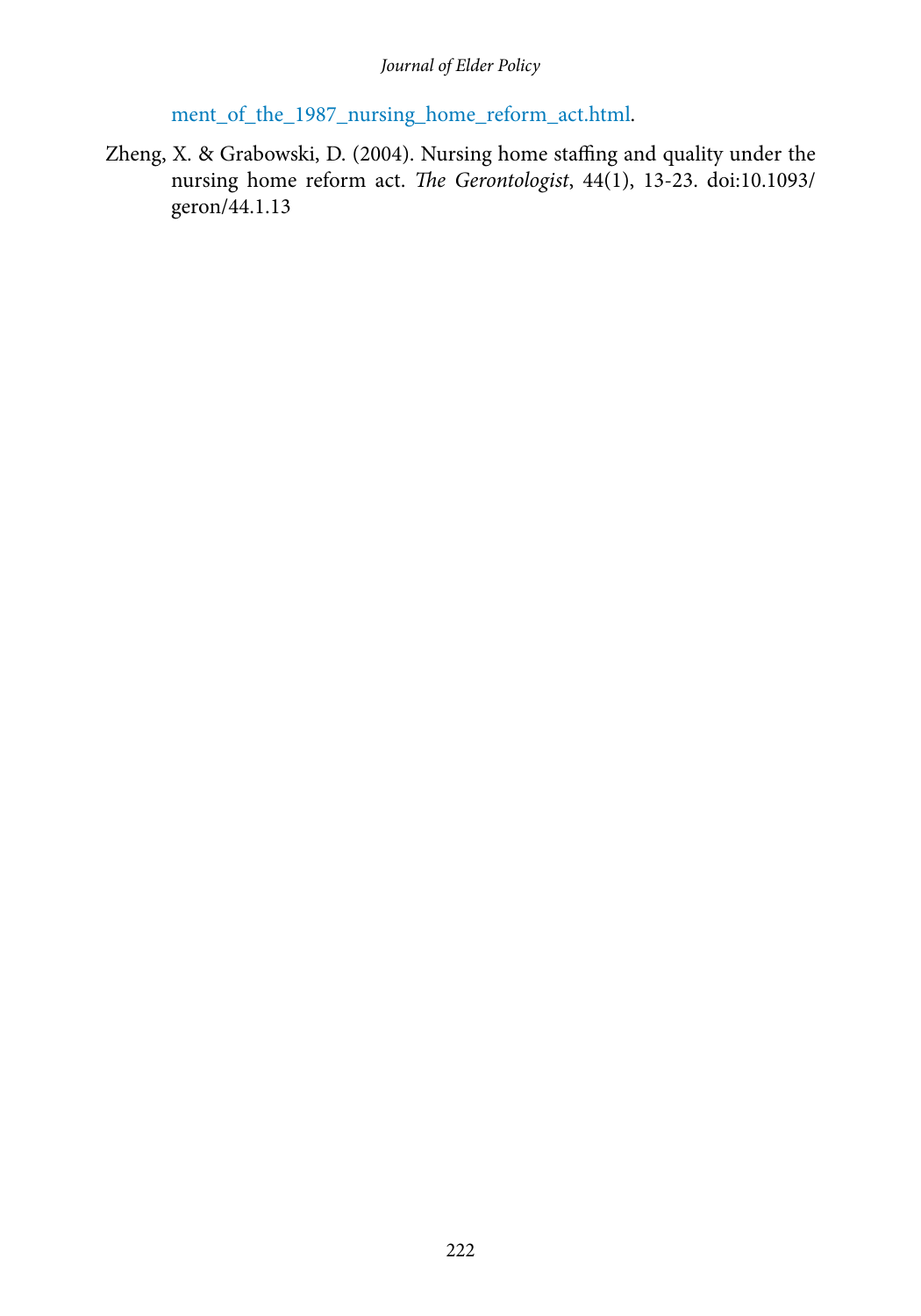ment_of_the_1987_nursing_home_reform_act.html.

Zheng, X. & Grabowski, D. (2004). Nursing home staffing and quality under the nursing home reform act. *The Gerontologist*, 44(1), 13-23. doi:10.1093/geron/44.1.13